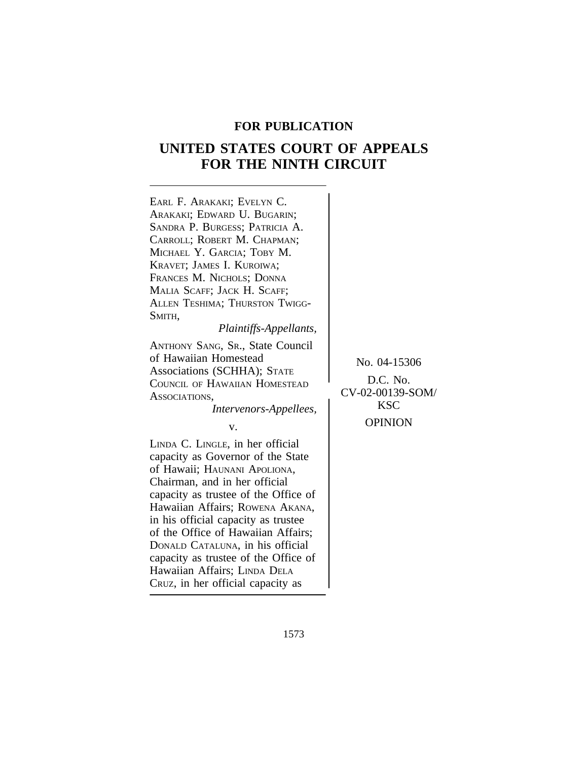**FOR PUBLICATION**

# UNITED STATES COURT OF APPEALS FOR THE NINTH CIRCUIT

EARL F. ARAKAKI; EVELYN C. ARAKAKI; EDWARD U. BUGARIN; SANDRA P. BURGESS; PATRICIA A. CARROLL; ROBERT M. CHAPMAN; MICHAEL Y. GARCIA; TOBY M. KRAVET; JAMES I. KUROIWA; FRANCES M. NICHOLS; DONNA MALIA SCAFF; JACK H. SCAFF; ALLEN TESHIMA; THURSTON TWIGG-SMITH,

*Plaintiffs-Appellants,*

ANTHONY SANG, SR., State Council of Hawaiian Homestead Associations (SCHHA); STATE COUNCIL OF HAWAIIAN HOMESTEAD ASSOCIATIONS,

*Intervenors-Appellees,*

v.

LINDA C. LINGLE, in her official capacity as Governor of the State of Hawaii; HAUNANI APOLIONA, Chairman, and in her official capacity as trustee of the Office of Hawaiian Affairs; ROWENA AKANA, in his official capacity as trustee of the Office of Hawaiian Affairs; DONALD CATALUNA, in his official capacity as trustee of the Office of Hawaiian Affairs; LINDA DELA CRUZ, in her official capacity as

No. 04-15306

D.C. No. CV-02-00139-SOM/KSC

OPINION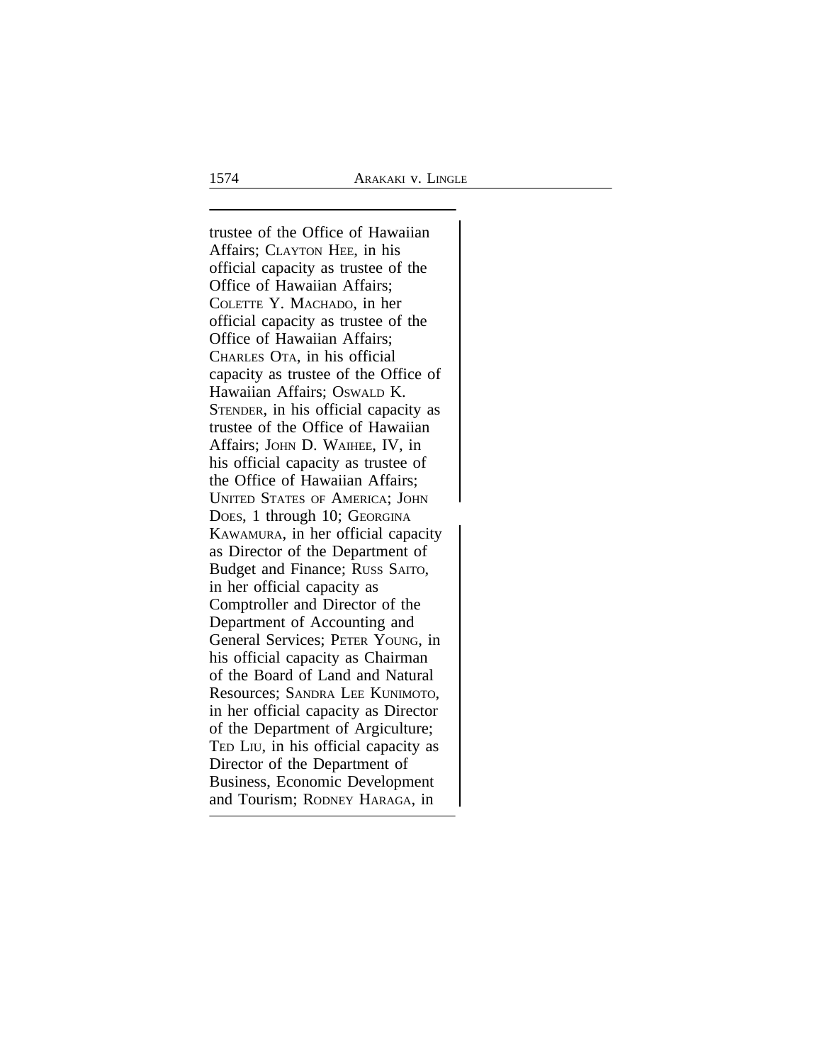trustee of the Office of Hawaiian Affairs; CLAYTON HEE, in his official capacity as trustee of the Office of Hawaiian Affairs; COLETTE Y. MACHADO, in her official capacity as trustee of the Office of Hawaiian Affairs; CHARLES OTA, in his official capacity as trustee of the Office of Hawaiian Affairs; OSWALD K. STENDER, in his official capacity as trustee of the Office of Hawaiian Affairs; JOHN D. WAIHEE, IV, in his official capacity as trustee of the Office of Hawaiian Affairs; UNITED STATES OF AMERICA; JOHN DOES, 1 through 10; GEORGINA KAWAMURA, in her official capacity as Director of the Department of Budget and Finance; RUSS SAITO, in her official capacity as Comptroller and Director of the Department of Accounting and General Services; PETER YOUNG, in his official capacity as Chairman of the Board of Land and Natural Resources; SANDRA LEE KUNIMOTO, in her official capacity as Director of the Department of Argiculture; TED LIU, in his official capacity as Director of the Department of Business, Economic Development and Tourism; RODNEY HARAGA, in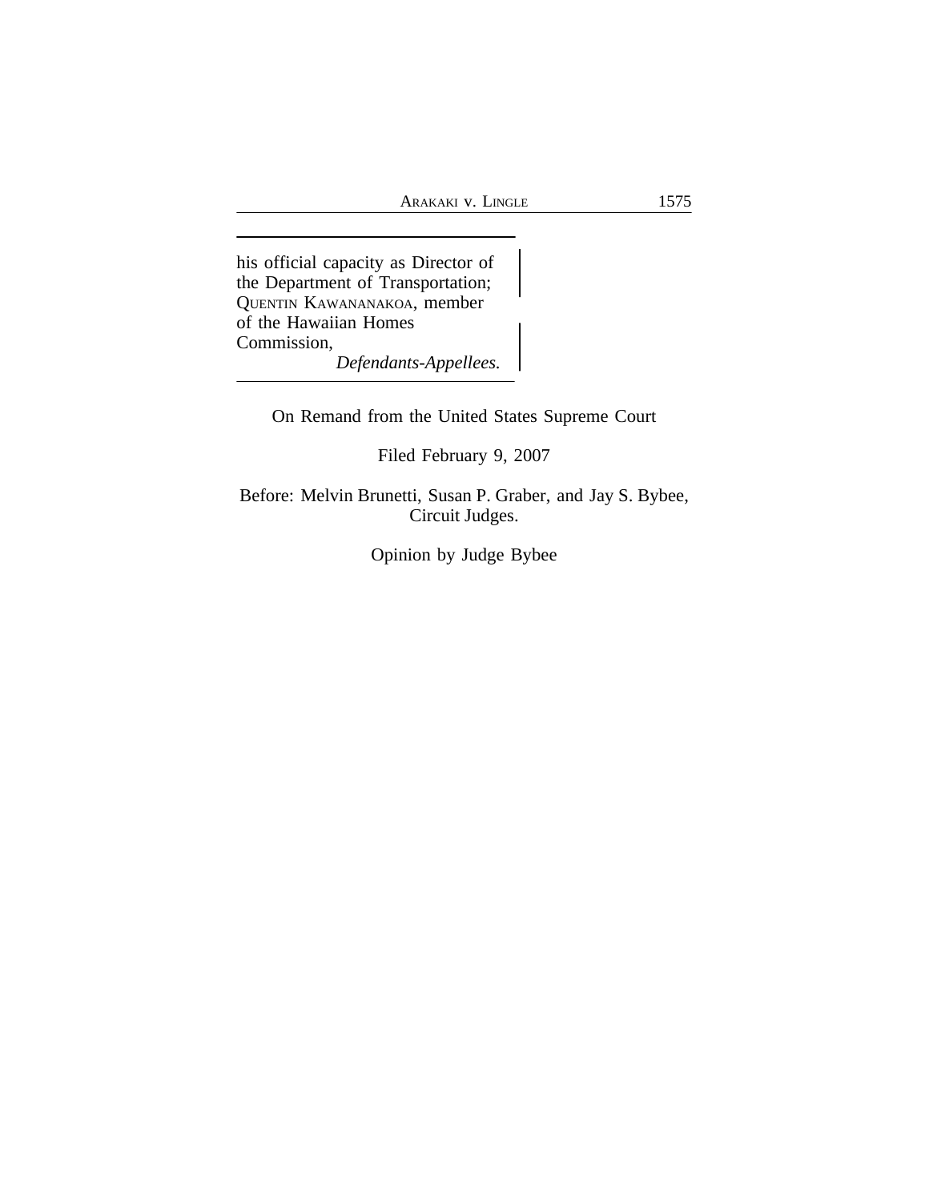his official capacity as Director of the Department of Transportation; QUENTIN KAWANANAKOA, member of the Hawaiian Homes Commission,

*Defendants-Appellees.*

On Remand from the United States Supreme Court

Filed February 9, 2007

Before: Melvin Brunetti, Susan P. Graber, and Jay S. Bybee, Circuit Judges.

Opinion by Judge Bybee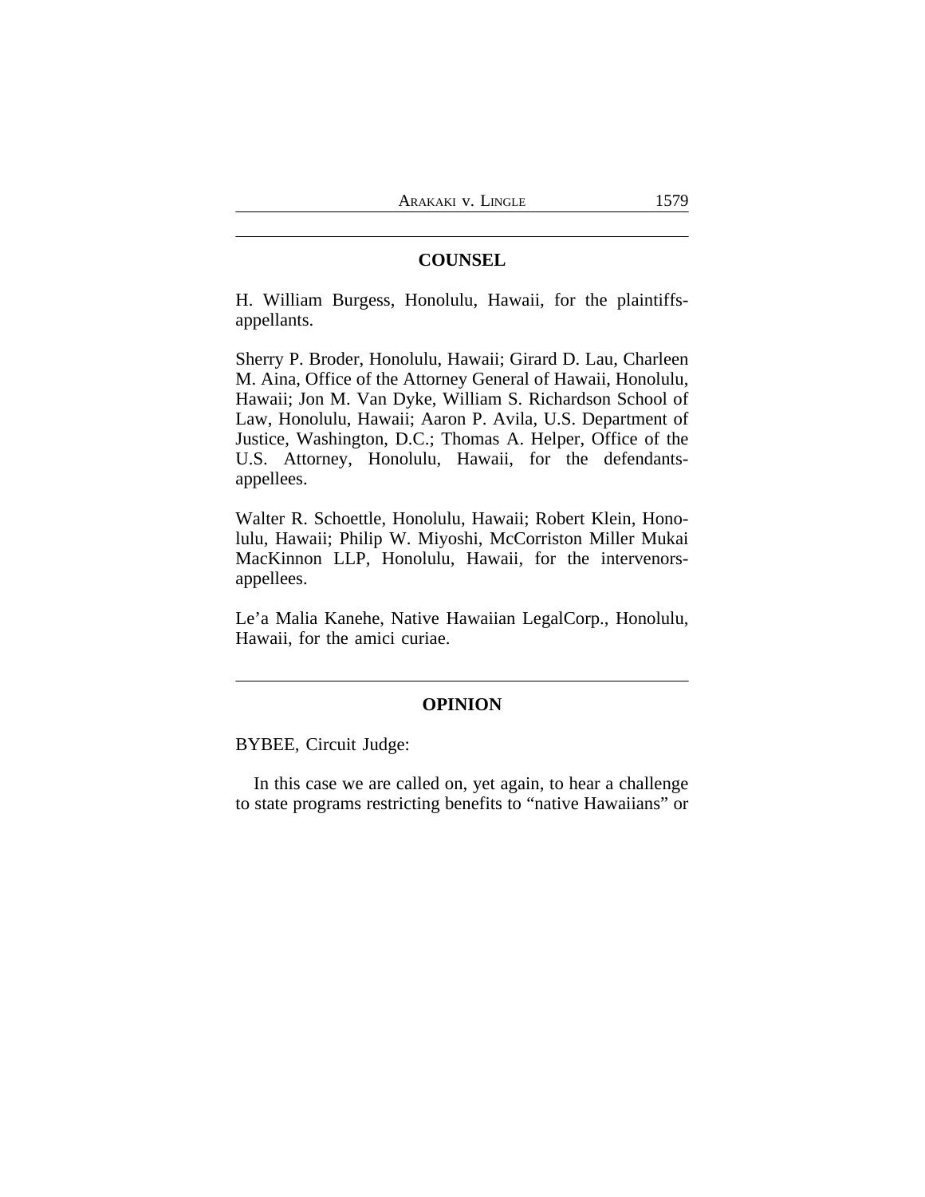## COUNSEL

H. William Burgess, Honolulu, Hawaii, for the plaintiffs-appellants.

Sherry P. Broder, Honolulu, Hawaii; Girard D. Lau, Charleen M. Aina, Office of the Attorney General of Hawaii, Honolulu, Hawaii; Jon M. Van Dyke, William S. Richardson School of Law, Honolulu, Hawaii; Aaron P. Avila, U.S. Department of Justice, Washington, D.C.; Thomas A. Helper, Office of the U.S. Attorney, Honolulu, Hawaii, for the defendants-appellees.

Walter R. Schoettle, Honolulu, Hawaii; Robert Klein, Honolulu, Hawaii; Philip W. Miyoshi, McCorriston Miller Mukai MacKinnon LLP, Honolulu, Hawaii, for the intervenors-appellees.

Le'a Malia Kanehe, Native Hawaiian LegalCorp., Honolulu, Hawaii, for the amici curiae.

## OPINION

BYBEE, Circuit Judge:

In this case we are called on, yet again, to hear a challenge to state programs restricting benefits to "native Hawaiians" or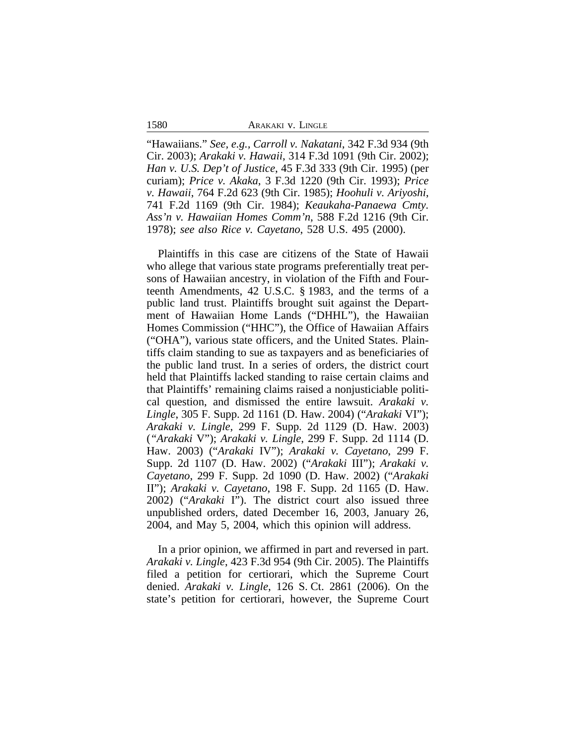"Hawaiians." *See, e.g.*, *Carroll v. Nakatani*, 342 F.3d 934 (9th Cir. 2003); *Arakaki v. Hawaii*, 314 F.3d 1091 (9th Cir. 2002); *Han v. U.S. Dep't of Justice*, 45 F.3d 333 (9th Cir. 1995) (per curiam); *Price v. Akaka*, 3 F.3d 1220 (9th Cir. 1993); *Price v. Hawaii*, 764 F.2d 623 (9th Cir. 1985); *Hoohuli v. Ariyoshi*, 741 F.2d 1169 (9th Cir. 1984); *Keaukaha-Panaewa Cmty. Ass'n v. Hawaiian Homes Comm'n*, 588 F.2d 1216 (9th Cir. 1978); *see also Rice v. Cayetano*, 528 U.S. 495 (2000).

Plaintiffs in this case are citizens of the State of Hawaii who allege that various state programs preferentially treat persons of Hawaiian ancestry, in violation of the Fifth and Fourteenth Amendments, 42 U.S.C. § 1983, and the terms of a public land trust. Plaintiffs brought suit against the Department of Hawaiian Home Lands ("DHHL"), the Hawaiian Homes Commission ("HHC"), the Office of Hawaiian Affairs ("OHA"), various state officers, and the United States. Plaintiffs claim standing to sue as taxpayers and as beneficiaries of the public land trust. In a series of orders, the district court held that Plaintiffs lacked standing to raise certain claims and that Plaintiffs' remaining claims raised a nonjusticiable political question, and dismissed the entire lawsuit. *Arakaki v. Lingle*, 305 F. Supp. 2d 1161 (D. Haw. 2004) ("*Arakaki* VI"); *Arakaki v. Lingle*, 299 F. Supp. 2d 1129 (D. Haw. 2003) ("*Arakaki* V"); *Arakaki v. Lingle*, 299 F. Supp. 2d 1114 (D. Haw. 2003) ("*Arakaki* IV"); *Arakaki v. Cayetano*, 299 F. Supp. 2d 1107 (D. Haw. 2002) ("*Arakaki* III"); *Arakaki v. Cayetano*, 299 F. Supp. 2d 1090 (D. Haw. 2002) ("*Arakaki* II"); *Arakaki v. Cayetano*, 198 F. Supp. 2d 1165 (D. Haw. 2002) ("*Arakaki* I"). The district court also issued three unpublished orders, dated December 16, 2003, January 26, 2004, and May 5, 2004, which this opinion will address.

In a prior opinion, we affirmed in part and reversed in part. *Arakaki v. Lingle*, 423 F.3d 954 (9th Cir. 2005). The Plaintiffs filed a petition for certiorari, which the Supreme Court denied. *Arakaki v. Lingle*, 126 S. Ct. 2861 (2006). On the state's petition for certiorari, however, the Supreme Court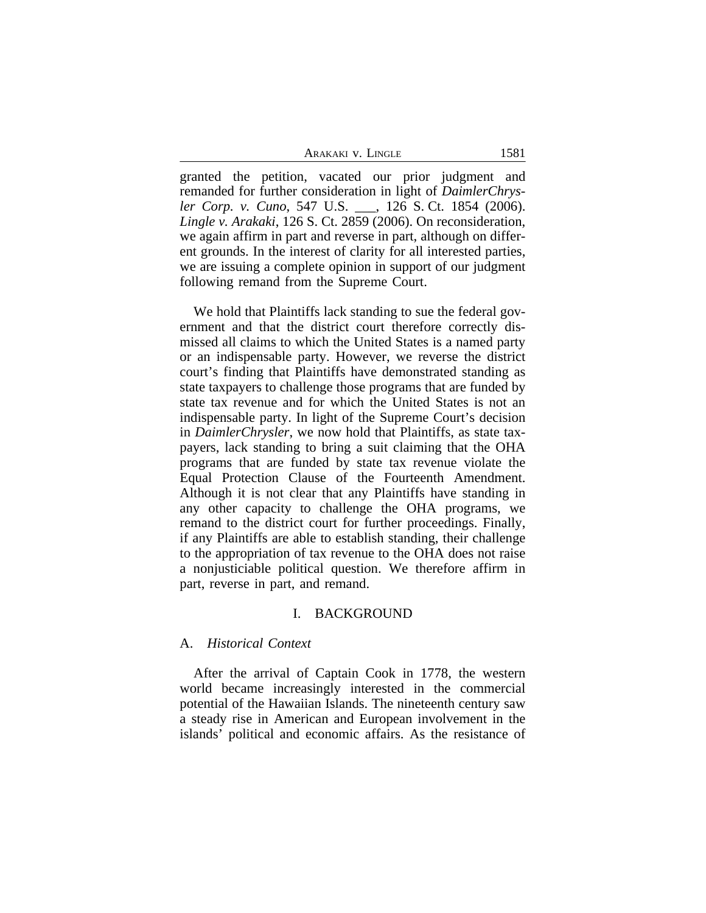granted the petition, vacated our prior judgment and remanded for further consideration in light of *DaimlerChrysler Corp. v. Cuno*, 547 U.S. ___, 126 S. Ct. 1854 (2006). *Lingle v. Arakaki*, 126 S. Ct. 2859 (2006). On reconsideration, we again affirm in part and reverse in part, although on different grounds. In the interest of clarity for all interested parties, we are issuing a complete opinion in support of our judgment following remand from the Supreme Court.

We hold that Plaintiffs lack standing to sue the federal government and that the district court therefore correctly dismissed all claims to which the United States is a named party or an indispensable party. However, we reverse the district court's finding that Plaintiffs have demonstrated standing as state taxpayers to challenge those programs that are funded by state tax revenue and for which the United States is not an indispensable party. In light of the Supreme Court's decision in *DaimlerChrysler*, we now hold that Plaintiffs, as state taxpayers, lack standing to bring a suit claiming that the OHA programs that are funded by state tax revenue violate the Equal Protection Clause of the Fourteenth Amendment. Although it is not clear that any Plaintiffs have standing in any other capacity to challenge the OHA programs, we remand to the district court for further proceedings. Finally, if any Plaintiffs are able to establish standing, their challenge to the appropriation of tax revenue to the OHA does not raise a nonjusticiable political question. We therefore affirm in part, reverse in part, and remand.

## I. BACKGROUND

### A. *Historical Context*

After the arrival of Captain Cook in 1778, the western world became increasingly interested in the commercial potential of the Hawaiian Islands. The nineteenth century saw a steady rise in American and European involvement in the islands' political and economic affairs. As the resistance of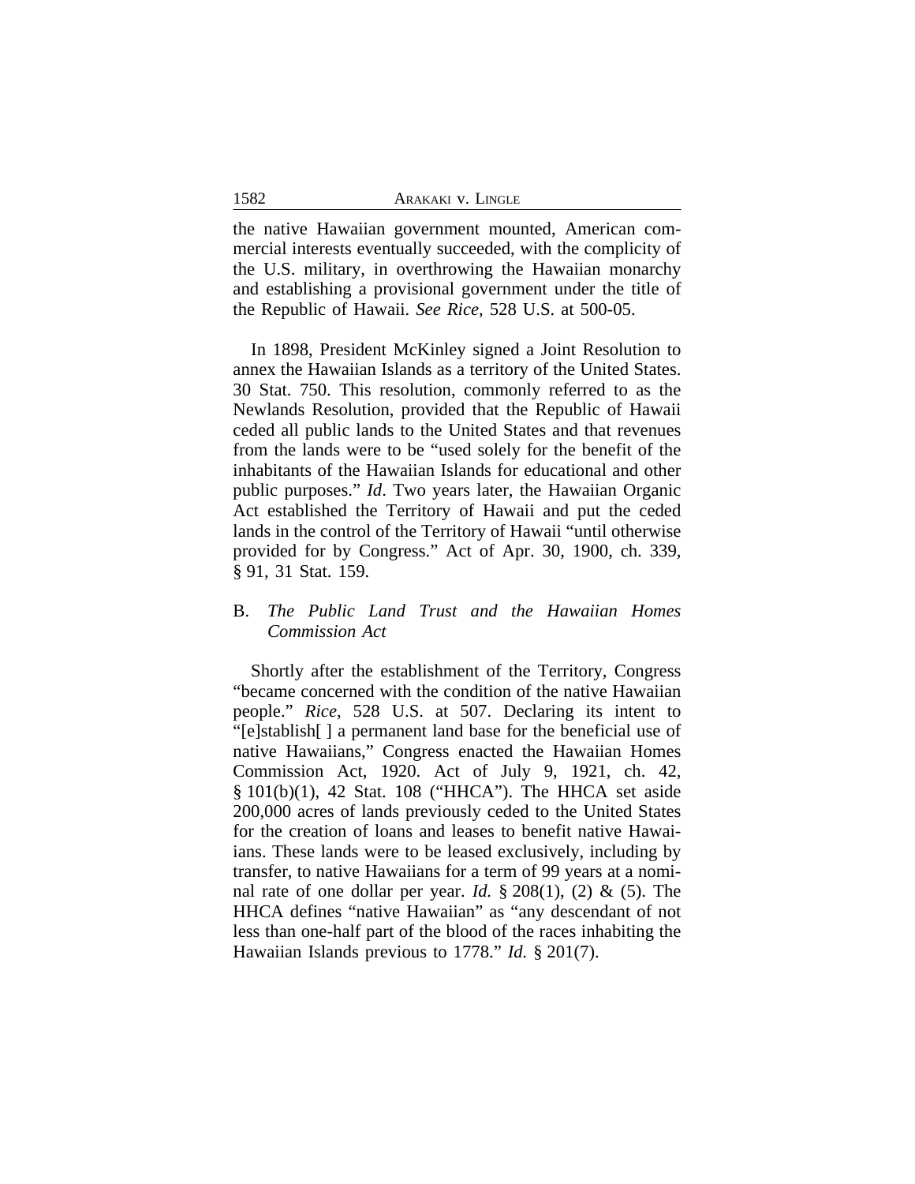the native Hawaiian government mounted, American commercial interests eventually succeeded, with the complicity of the U.S. military, in overthrowing the Hawaiian monarchy and establishing a provisional government under the title of the Republic of Hawaii. *See Rice*, 528 U.S. at 500-05.

In 1898, President McKinley signed a Joint Resolution to annex the Hawaiian Islands as a territory of the United States. 30 Stat. 750. This resolution, commonly referred to as the Newlands Resolution, provided that the Republic of Hawaii ceded all public lands to the United States and that revenues from the lands were to be "used solely for the benefit of the inhabitants of the Hawaiian Islands for educational and other public purposes." *Id*. Two years later, the Hawaiian Organic Act established the Territory of Hawaii and put the ceded lands in the control of the Territory of Hawaii "until otherwise provided for by Congress." Act of Apr. 30, 1900, ch. 339, § 91, 31 Stat. 159.

### B. *The Public Land Trust and the Hawaiian Homes Commission Act*

Shortly after the establishment of the Territory, Congress "became concerned with the condition of the native Hawaiian people." *Rice*, 528 U.S. at 507. Declaring its intent to "[e]stablish[ ] a permanent land base for the beneficial use of native Hawaiians," Congress enacted the Hawaiian Homes Commission Act, 1920. Act of July 9, 1921, ch. 42, § 101(b)(1), 42 Stat. 108 ("HHCA"). The HHCA set aside 200,000 acres of lands previously ceded to the United States for the creation of loans and leases to benefit native Hawaiians. These lands were to be leased exclusively, including by transfer, to native Hawaiians for a term of 99 years at a nominal rate of one dollar per year. *Id.* § 208(1), (2) & (5). The HHCA defines "native Hawaiian" as "any descendant of not less than one-half part of the blood of the races inhabiting the Hawaiian Islands previous to 1778." *Id.* § 201(7).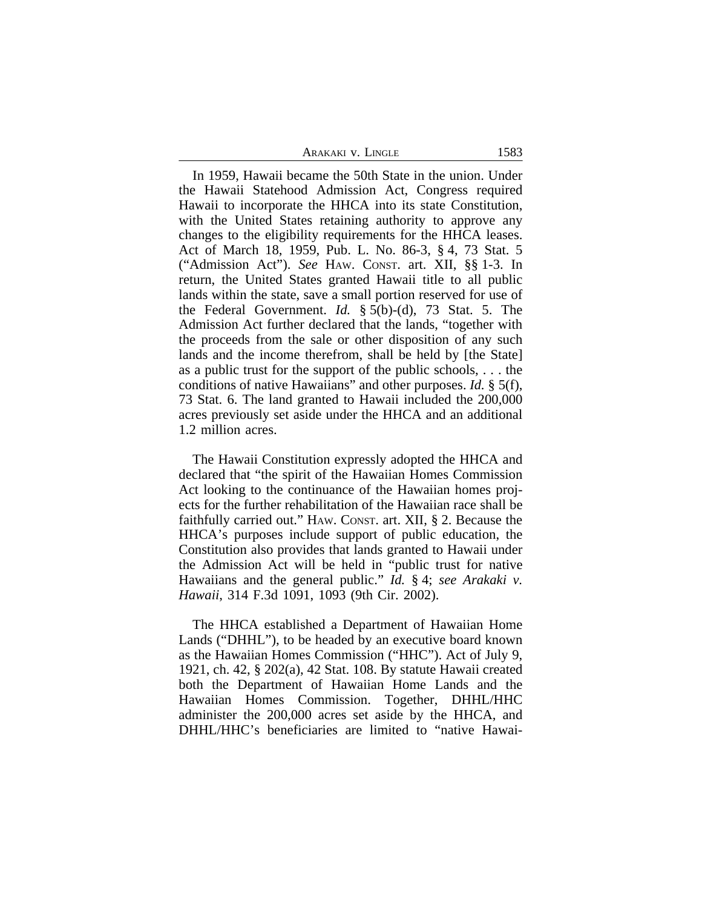In 1959, Hawaii became the 50th State in the union. Under the Hawaii Statehood Admission Act, Congress required Hawaii to incorporate the HHCA into its state Constitution, with the United States retaining authority to approve any changes to the eligibility requirements for the HHCA leases. Act of March 18, 1959, Pub. L. No. 86-3, § 4, 73 Stat. 5 ("Admission Act"). *See* HAW. CONST. art. XII, §§ 1-3. In return, the United States granted Hawaii title to all public lands within the state, save a small portion reserved for use of the Federal Government. *Id.* § 5(b)-(d), 73 Stat. 5. The Admission Act further declared that the lands, "together with the proceeds from the sale or other disposition of any such lands and the income therefrom, shall be held by [the State] as a public trust for the support of the public schools, . . . the conditions of native Hawaiians" and other purposes. *Id.* § 5(f), 73 Stat. 6. The land granted to Hawaii included the 200,000 acres previously set aside under the HHCA and an additional 1.2 million acres.

The Hawaii Constitution expressly adopted the HHCA and declared that "the spirit of the Hawaiian Homes Commission Act looking to the continuance of the Hawaiian homes projects for the further rehabilitation of the Hawaiian race shall be faithfully carried out." HAW. CONST. art. XII, § 2. Because the HHCA's purposes include support of public education, the Constitution also provides that lands granted to Hawaii under the Admission Act will be held in "public trust for native Hawaiians and the general public." *Id.* § 4; *see Arakaki v. Hawaii*, 314 F.3d 1091, 1093 (9th Cir. 2002).

The HHCA established a Department of Hawaiian Home Lands ("DHHL"), to be headed by an executive board known as the Hawaiian Homes Commission ("HHC"). Act of July 9, 1921, ch. 42, § 202(a), 42 Stat. 108. By statute Hawaii created both the Department of Hawaiian Home Lands and the Hawaiian Homes Commission. Together, DHHL/HHC administer the 200,000 acres set aside by the HHCA, and DHHL/HHC's beneficiaries are limited to "native Hawai-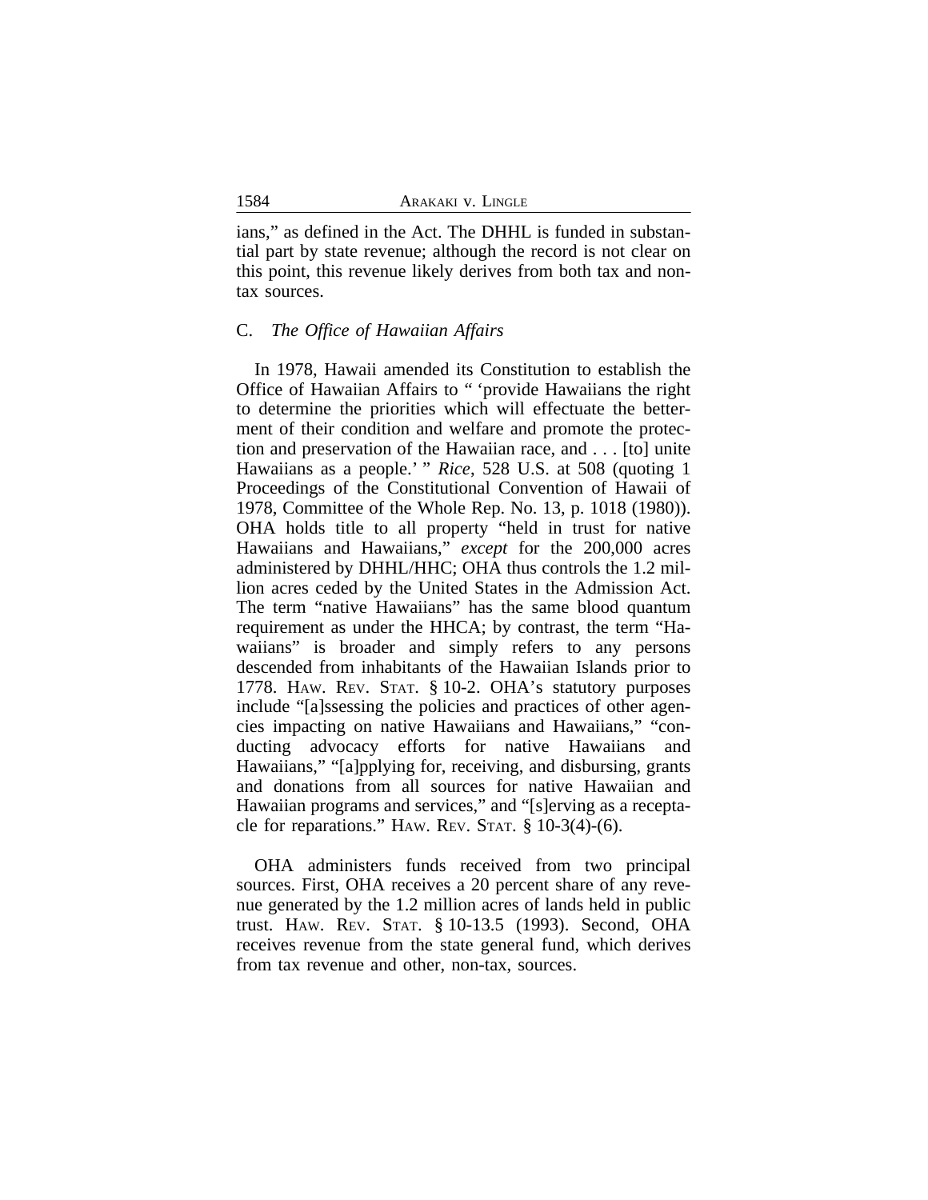ians," as defined in the Act. The DHHL is funded in substantial part by state revenue; although the record is not clear on this point, this revenue likely derives from both tax and non-tax sources.

### C. *The Office of Hawaiian Affairs*

In 1978, Hawaii amended its Constitution to establish the Office of Hawaiian Affairs to " 'provide Hawaiians the right to determine the priorities which will effectuate the betterment of their condition and welfare and promote the protection and preservation of the Hawaiian race, and . . . [to] unite Hawaiians as a people.' " *Rice*, 528 U.S. at 508 (quoting 1 Proceedings of the Constitutional Convention of Hawaii of 1978, Committee of the Whole Rep. No. 13, p. 1018 (1980)). OHA holds title to all property "held in trust for native Hawaiians and Hawaiians," *except* for the 200,000 acres administered by DHHL/HHC; OHA thus controls the 1.2 million acres ceded by the United States in the Admission Act. The term "native Hawaiians" has the same blood quantum requirement as under the HHCA; by contrast, the term "Hawaiians" is broader and simply refers to any persons descended from inhabitants of the Hawaiian Islands prior to 1778. HAW. REV. STAT. § 10-2. OHA's statutory purposes include "[a]ssessing the policies and practices of other agencies impacting on native Hawaiians and Hawaiians," "conducting advocacy efforts for native Hawaiians and Hawaiians," "[a]pplying for, receiving, and disbursing, grants and donations from all sources for native Hawaiian and Hawaiian programs and services," and "[s]erving as a receptacle for reparations." HAW. REV. STAT. § 10-3(4)-(6).

OHA administers funds received from two principal sources. First, OHA receives a 20 percent share of any revenue generated by the 1.2 million acres of lands held in public trust. HAW. REV. STAT. § 10-13.5 (1993). Second, OHA receives revenue from the state general fund, which derives from tax revenue and other, non-tax, sources.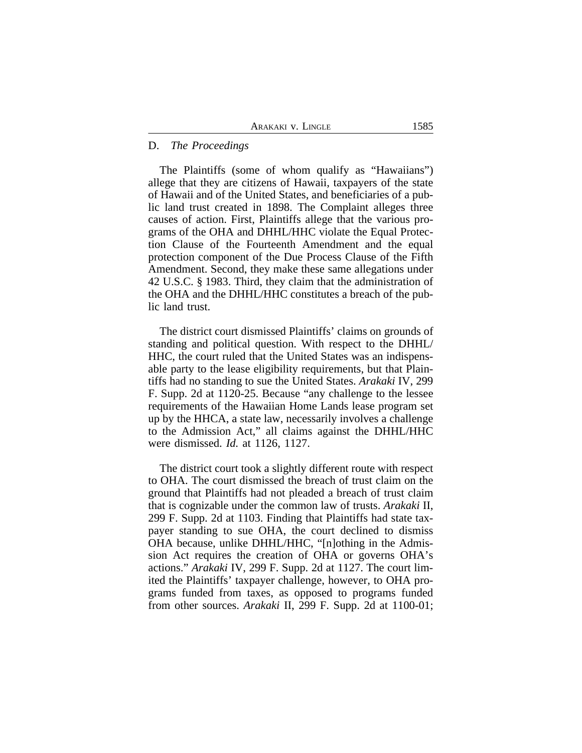### D. *The Proceedings*

The Plaintiffs (some of whom qualify as "Hawaiians") allege that they are citizens of Hawaii, taxpayers of the state of Hawaii and of the United States, and beneficiaries of a public land trust created in 1898. The Complaint alleges three causes of action. First, Plaintiffs allege that the various programs of the OHA and DHHL/HHC violate the Equal Protection Clause of the Fourteenth Amendment and the equal protection component of the Due Process Clause of the Fifth Amendment. Second, they make these same allegations under 42 U.S.C. § 1983. Third, they claim that the administration of the OHA and the DHHL/HHC constitutes a breach of the public land trust.

The district court dismissed Plaintiffs' claims on grounds of standing and political question. With respect to the DHHL/HHC, the court ruled that the United States was an indispensable party to the lease eligibility requirements, but that Plaintiffs had no standing to sue the United States. *Arakaki* IV, 299 F. Supp. 2d at 1120-25. Because "any challenge to the lessee requirements of the Hawaiian Home Lands lease program set up by the HHCA, a state law, necessarily involves a challenge to the Admission Act," all claims against the DHHL/HHC were dismissed. *Id.* at 1126, 1127.

The district court took a slightly different route with respect to OHA. The court dismissed the breach of trust claim on the ground that Plaintiffs had not pleaded a breach of trust claim that is cognizable under the common law of trusts. *Arakaki* II, 299 F. Supp. 2d at 1103. Finding that Plaintiffs had state taxpayer standing to sue OHA, the court declined to dismiss OHA because, unlike DHHL/HHC, "[n]othing in the Admission Act requires the creation of OHA or governs OHA's actions." *Arakaki* IV, 299 F. Supp. 2d at 1127. The court limited the Plaintiffs' taxpayer challenge, however, to OHA programs funded from taxes, as opposed to programs funded from other sources. *Arakaki* II, 299 F. Supp. 2d at 1100-01;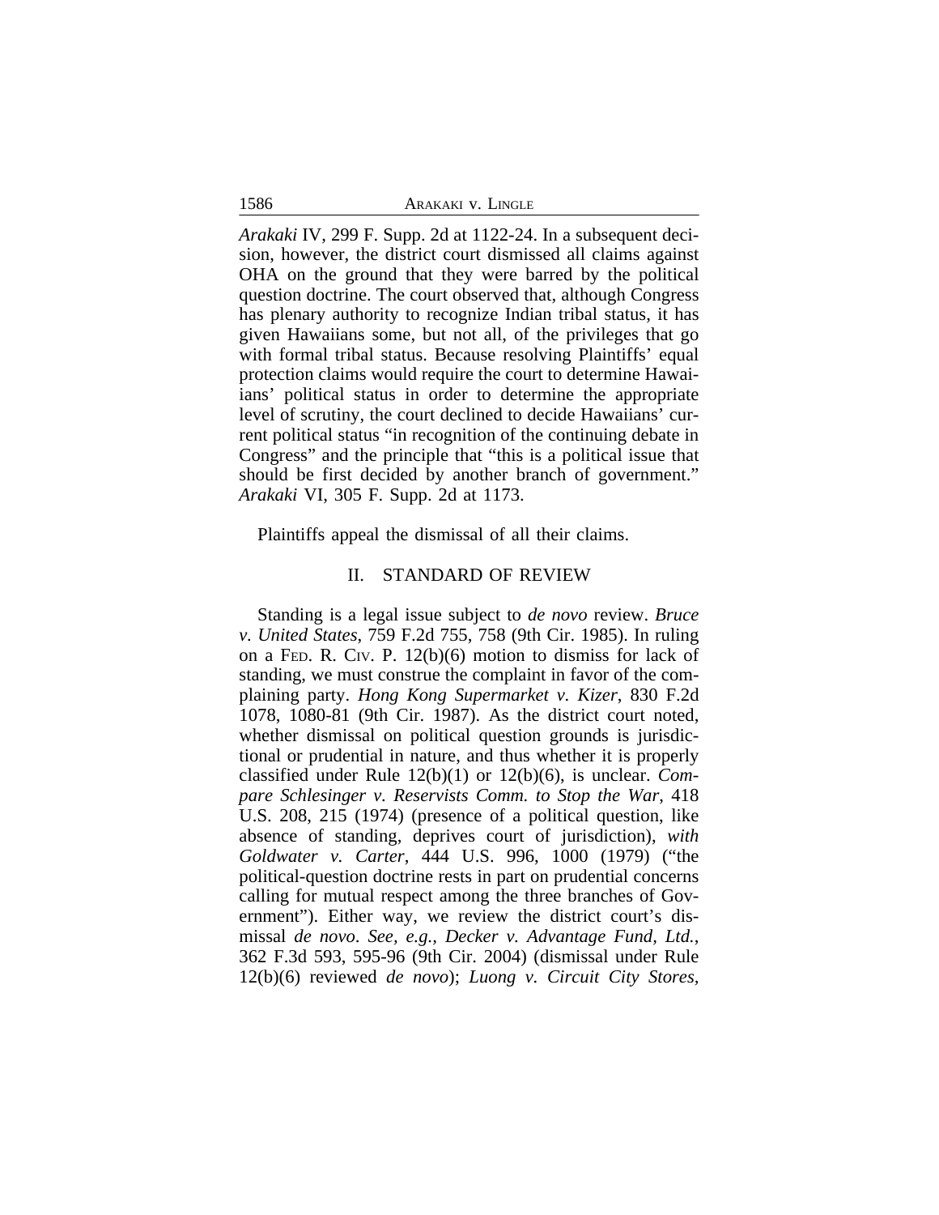*Arakaki* IV, 299 F. Supp. 2d at 1122-24. In a subsequent decision, however, the district court dismissed all claims against OHA on the ground that they were barred by the political question doctrine. The court observed that, although Congress has plenary authority to recognize Indian tribal status, it has given Hawaiians some, but not all, of the privileges that go with formal tribal status. Because resolving Plaintiffs' equal protection claims would require the court to determine Hawaiians' political status in order to determine the appropriate level of scrutiny, the court declined to decide Hawaiians' current political status "in recognition of the continuing debate in Congress" and the principle that "this is a political issue that should be first decided by another branch of government." *Arakaki* VI, 305 F. Supp. 2d at 1173.

Plaintiffs appeal the dismissal of all their claims.

## II. STANDARD OF REVIEW

Standing is a legal issue subject to *de novo* review. *Bruce v. United States*, 759 F.2d 755, 758 (9th Cir. 1985). In ruling on a FED. R. CIV. P. 12(b)(6) motion to dismiss for lack of standing, we must construe the complaint in favor of the complaining party. *Hong Kong Supermarket v. Kizer*, 830 F.2d 1078, 1080-81 (9th Cir. 1987). As the district court noted, whether dismissal on political question grounds is jurisdictional or prudential in nature, and thus whether it is properly classified under Rule 12(b)(1) or 12(b)(6), is unclear. *Compare Schlesinger v. Reservists Comm. to Stop the War*, 418 U.S. 208, 215 (1974) (presence of a political question, like absence of standing, deprives court of jurisdiction), *with Goldwater v. Carter*, 444 U.S. 996, 1000 (1979) ("the political-question doctrine rests in part on prudential concerns calling for mutual respect among the three branches of Government"). Either way, we review the district court's dismissal *de novo*. *See, e.g., Decker v. Advantage Fund, Ltd.*, 362 F.3d 593, 595-96 (9th Cir. 2004) (dismissal under Rule 12(b)(6) reviewed *de novo*); *Luong v. Circuit City Stores,*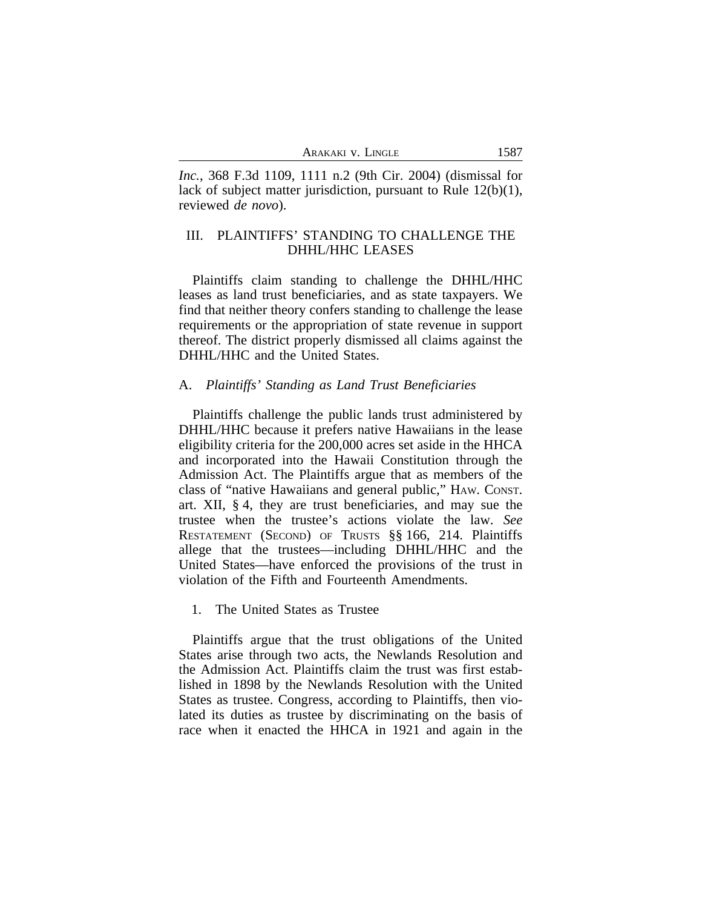*Inc.*, 368 F.3d 1109, 1111 n.2 (9th Cir. 2004) (dismissal for lack of subject matter jurisdiction, pursuant to Rule 12(b)(1), reviewed *de novo*).

## III. PLAINTIFFS' STANDING TO CHALLENGE THE DHHL/HHC LEASES

Plaintiffs claim standing to challenge the DHHL/HHC leases as land trust beneficiaries, and as state taxpayers. We find that neither theory confers standing to challenge the lease requirements or the appropriation of state revenue in support thereof. The district properly dismissed all claims against the DHHL/HHC and the United States.

### A. *Plaintiffs' Standing as Land Trust Beneficiaries*

Plaintiffs challenge the public lands trust administered by DHHL/HHC because it prefers native Hawaiians in the lease eligibility criteria for the 200,000 acres set aside in the HHCA and incorporated into the Hawaii Constitution through the Admission Act. The Plaintiffs argue that as members of the class of "native Hawaiians and general public," HAW. CONST. art. XII, § 4, they are trust beneficiaries, and may sue the trustee when the trustee's actions violate the law. *See* RESTATEMENT (SECOND) OF TRUSTS §§ 166, 214. Plaintiffs allege that the trustees—including DHHL/HHC and the United States—have enforced the provisions of the trust in violation of the Fifth and Fourteenth Amendments.

#### 1. The United States as Trustee

Plaintiffs argue that the trust obligations of the United States arise through two acts, the Newlands Resolution and the Admission Act. Plaintiffs claim the trust was first established in 1898 by the Newlands Resolution with the United States as trustee. Congress, according to Plaintiffs, then violated its duties as trustee by discriminating on the basis of race when it enacted the HHCA in 1921 and again in the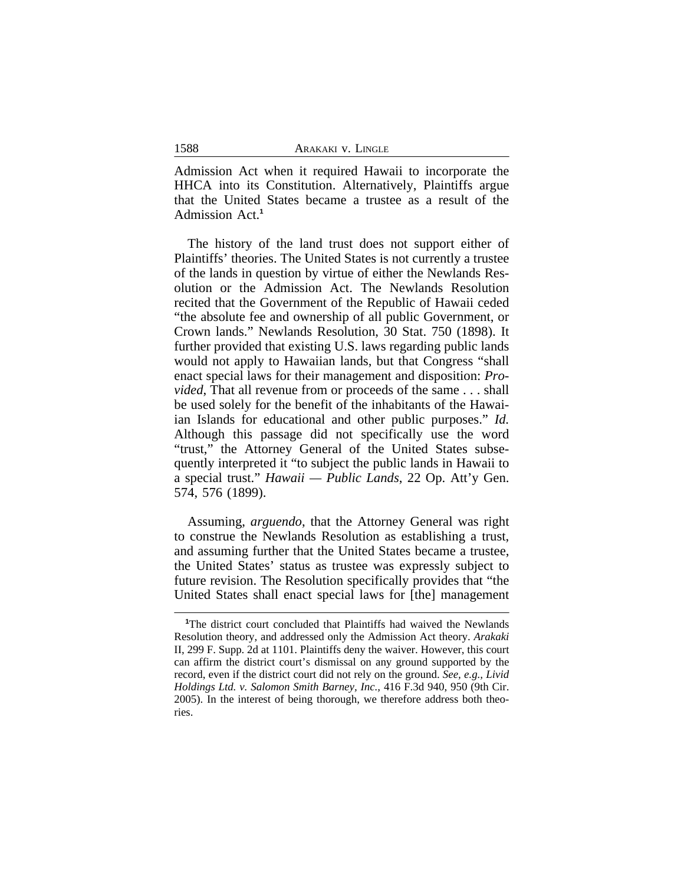Admission Act when it required Hawaii to incorporate the HHCA into its Constitution. Alternatively, Plaintiffs argue that the United States became a trustee as a result of the Admission Act.[1]

The history of the land trust does not support either of Plaintiffs' theories. The United States is not currently a trustee of the lands in question by virtue of either the Newlands Resolution or the Admission Act. The Newlands Resolution recited that the Government of the Republic of Hawaii ceded "the absolute fee and ownership of all public Government, or Crown lands." Newlands Resolution, 30 Stat. 750 (1898). It further provided that existing U.S. laws regarding public lands would not apply to Hawaiian lands, but that Congress "shall enact special laws for their management and disposition: *Provided*, That all revenue from or proceeds of the same . . . shall be used solely for the benefit of the inhabitants of the Hawaiian Islands for educational and other public purposes." *Id.* Although this passage did not specifically use the word "trust," the Attorney General of the United States subsequently interpreted it "to subject the public lands in Hawaii to a special trust." *Hawaii — Public Lands*, 22 Op. Att'y Gen. 574, 576 (1899).

Assuming, *arguendo*, that the Attorney General was right to construe the Newlands Resolution as establishing a trust, and assuming further that the United States became a trustee, the United States' status as trustee was expressly subject to future revision. The Resolution specifically provides that "the United States shall enact special laws for [the] management

---

[1]The district court concluded that Plaintiffs had waived the Newlands Resolution theory, and addressed only the Admission Act theory. *Arakaki* II, 299 F. Supp. 2d at 1101. Plaintiffs deny the waiver. However, this court can affirm the district court's dismissal on any ground supported by the record, even if the district court did not rely on the ground. *See, e.g., Livid Holdings Ltd. v. Salomon Smith Barney, Inc.,* 416 F.3d 940, 950 (9th Cir. 2005). In the interest of being thorough, we therefore address both theories.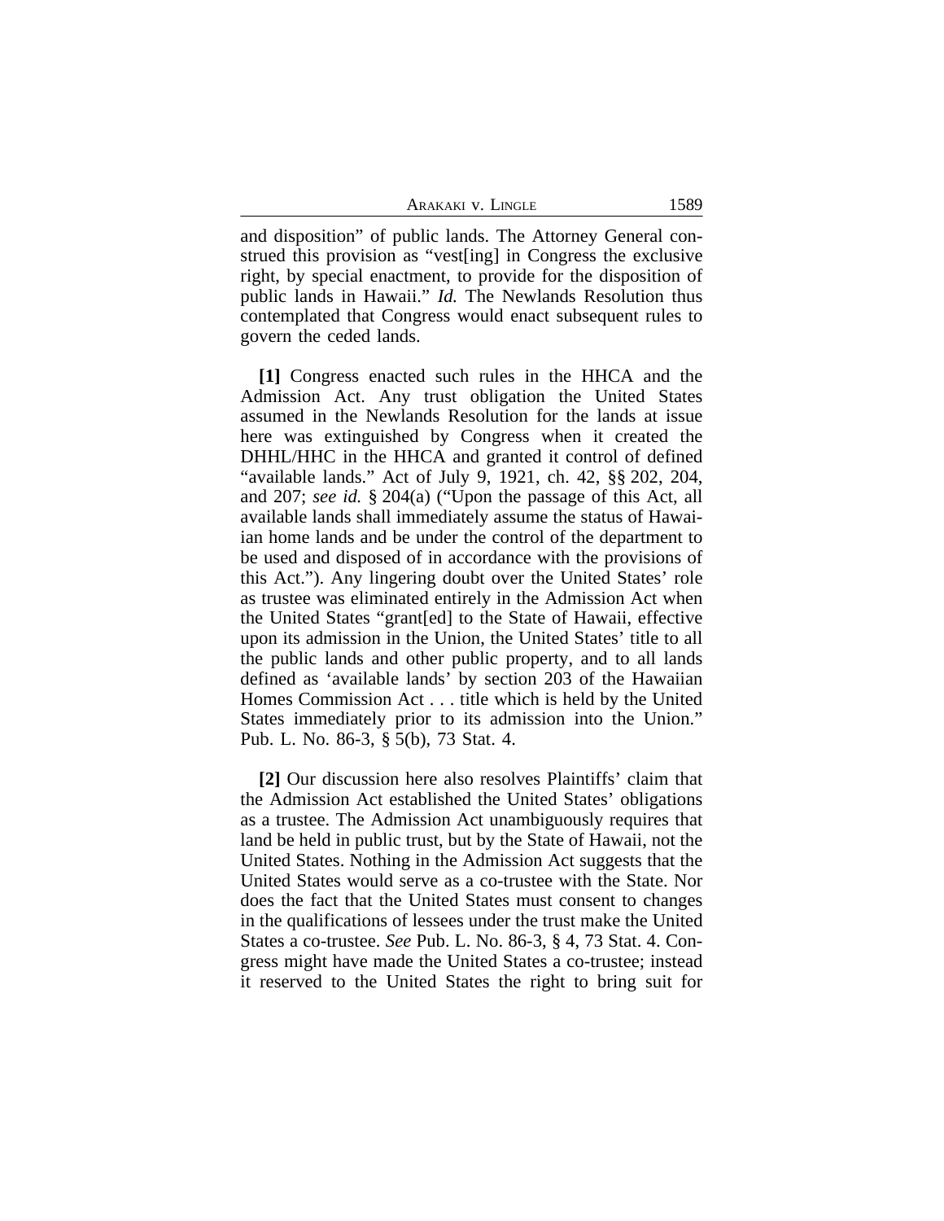and disposition" of public lands. The Attorney General construed this provision as "vest[ing] in Congress the exclusive right, by special enactment, to provide for the disposition of public lands in Hawaii." *Id.* The Newlands Resolution thus contemplated that Congress would enact subsequent rules to govern the ceded lands.

**[1]** Congress enacted such rules in the HHCA and the Admission Act. Any trust obligation the United States assumed in the Newlands Resolution for the lands at issue here was extinguished by Congress when it created the DHHL/HHC in the HHCA and granted it control of defined "available lands." Act of July 9, 1921, ch. 42, §§ 202, 204, and 207; *see id.* § 204(a) ("Upon the passage of this Act, all available lands shall immediately assume the status of Hawaiian home lands and be under the control of the department to be used and disposed of in accordance with the provisions of this Act."). Any lingering doubt over the United States' role as trustee was eliminated entirely in the Admission Act when the United States "grant[ed] to the State of Hawaii, effective upon its admission in the Union, the United States' title to all the public lands and other public property, and to all lands defined as 'available lands' by section 203 of the Hawaiian Homes Commission Act . . . title which is held by the United States immediately prior to its admission into the Union." Pub. L. No. 86-3, § 5(b), 73 Stat. 4.

**[2]** Our discussion here also resolves Plaintiffs' claim that the Admission Act established the United States' obligations as a trustee. The Admission Act unambiguously requires that land be held in public trust, but by the State of Hawaii, not the United States. Nothing in the Admission Act suggests that the United States would serve as a co-trustee with the State. Nor does the fact that the United States must consent to changes in the qualifications of lessees under the trust make the United States a co-trustee. *See* Pub. L. No. 86-3, § 4, 73 Stat. 4. Congress might have made the United States a co-trustee; instead it reserved to the United States the right to bring suit for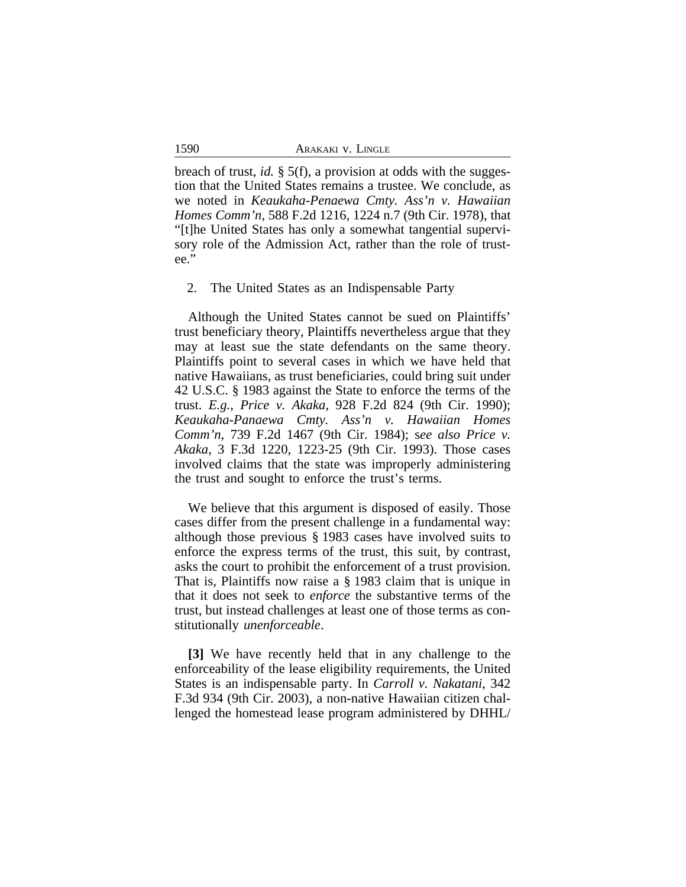breach of trust, *id.* § 5(f), a provision at odds with the suggestion that the United States remains a trustee. We conclude, as we noted in *Keaukaha-Penaewa Cmty. Ass'n v. Hawaiian Homes Comm'n*, 588 F.2d 1216, 1224 n.7 (9th Cir. 1978), that "[t]he United States has only a somewhat tangential supervisory role of the Admission Act, rather than the role of trustee."

2. The United States as an Indispensable Party

Although the United States cannot be sued on Plaintiffs' trust beneficiary theory, Plaintiffs nevertheless argue that they may at least sue the state defendants on the same theory. Plaintiffs point to several cases in which we have held that native Hawaiians, as trust beneficiaries, could bring suit under 42 U.S.C. § 1983 against the State to enforce the terms of the trust. *E.g.*, *Price v. Akaka*, 928 F.2d 824 (9th Cir. 1990); *Keaukaha-Panaewa Cmty. Ass'n v. Hawaiian Homes Comm'n*, 739 F.2d 1467 (9th Cir. 1984); *see also Price v. Akaka*, 3 F.3d 1220, 1223-25 (9th Cir. 1993). Those cases involved claims that the state was improperly administering the trust and sought to enforce the trust's terms.

We believe that this argument is disposed of easily. Those cases differ from the present challenge in a fundamental way: although those previous § 1983 cases have involved suits to enforce the express terms of the trust, this suit, by contrast, asks the court to prohibit the enforcement of a trust provision. That is, Plaintiffs now raise a § 1983 claim that is unique in that it does not seek to *enforce* the substantive terms of the trust, but instead challenges at least one of those terms as constitutionally *unenforceable*.

**[3]** We have recently held that in any challenge to the enforceability of the lease eligibility requirements, the United States is an indispensable party. In *Carroll v. Nakatani*, 342 F.3d 934 (9th Cir. 2003), a non-native Hawaiian citizen challenged the homestead lease program administered by DHHL/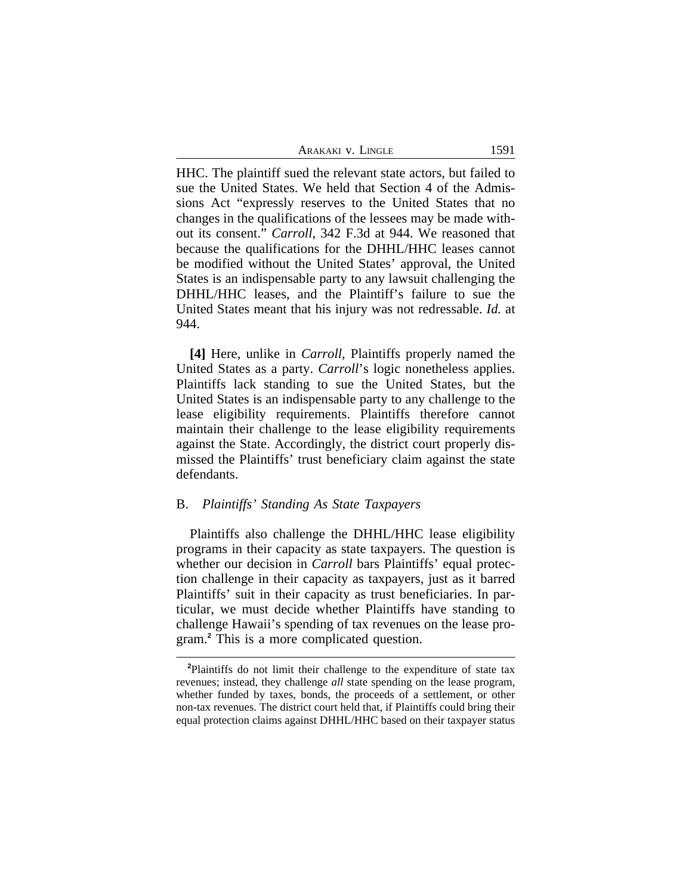HHC. The plaintiff sued the relevant state actors, but failed to sue the United States. We held that Section 4 of the Admissions Act "expressly reserves to the United States that no changes in the qualifications of the lessees may be made without its consent." *Carroll*, 342 F.3d at 944. We reasoned that because the qualifications for the DHHL/HHC leases cannot be modified without the United States' approval, the United States is an indispensable party to any lawsuit challenging the DHHL/HHC leases, and the Plaintiff's failure to sue the United States meant that his injury was not redressable. *Id.* at 944.

**[4]** Here, unlike in *Carroll*, Plaintiffs properly named the United States as a party. *Carroll*'s logic nonetheless applies. Plaintiffs lack standing to sue the United States, but the United States is an indispensable party to any challenge to the lease eligibility requirements. Plaintiffs therefore cannot maintain their challenge to the lease eligibility requirements against the State. Accordingly, the district court properly dismissed the Plaintiffs' trust beneficiary claim against the state defendants.

### B. *Plaintiffs' Standing As State Taxpayers*

Plaintiffs also challenge the DHHL/HHC lease eligibility programs in their capacity as state taxpayers. The question is whether our decision in *Carroll* bars Plaintiffs' equal protection challenge in their capacity as taxpayers, just as it barred Plaintiffs' suit in their capacity as trust beneficiaries. In particular, we must decide whether Plaintiffs have standing to challenge Hawaii's spending of tax revenues on the lease program.[2] This is a more complicated question.

[2]Plaintiffs do not limit their challenge to the expenditure of state tax revenues; instead, they challenge *all* state spending on the lease program, whether funded by taxes, bonds, the proceeds of a settlement, or other non-tax revenues. The district court held that, if Plaintiffs could bring their equal protection claims against DHHL/HHC based on their taxpayer status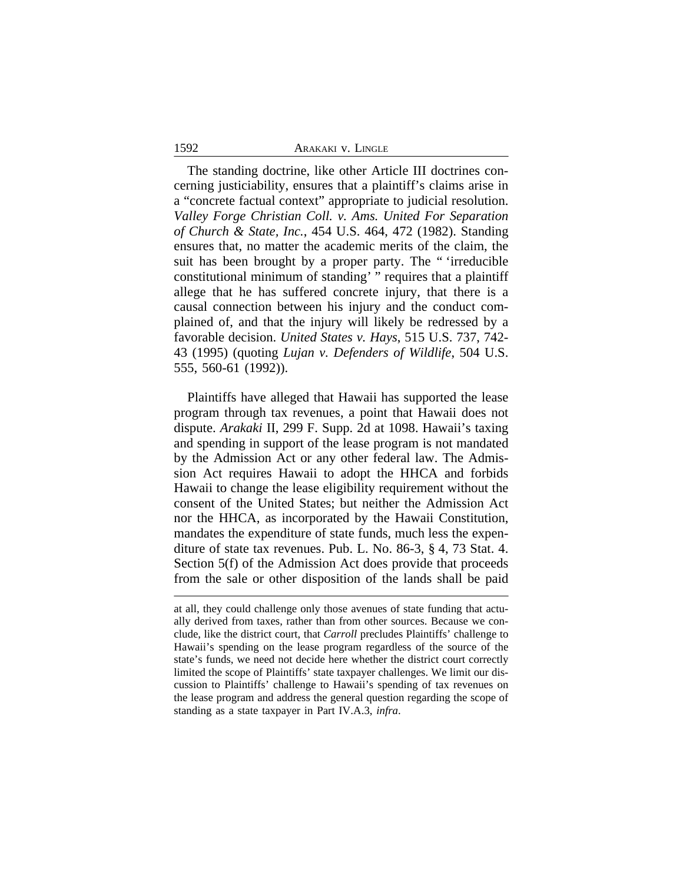The standing doctrine, like other Article III doctrines concerning justiciability, ensures that a plaintiff's claims arise in a "concrete factual context" appropriate to judicial resolution. *Valley Forge Christian Coll. v. Ams. United For Separation of Church & State, Inc.*, 454 U.S. 464, 472 (1982). Standing ensures that, no matter the academic merits of the claim, the suit has been brought by a proper party. The " 'irreducible constitutional minimum of standing' " requires that a plaintiff allege that he has suffered concrete injury, that there is a causal connection between his injury and the conduct complained of, and that the injury will likely be redressed by a favorable decision. *United States v. Hays*, 515 U.S. 737, 742-43 (1995) (quoting *Lujan v. Defenders of Wildlife*, 504 U.S. 555, 560-61 (1992)).

Plaintiffs have alleged that Hawaii has supported the lease program through tax revenues, a point that Hawaii does not dispute. *Arakaki* II, 299 F. Supp. 2d at 1098. Hawaii's taxing and spending in support of the lease program is not mandated by the Admission Act or any other federal law. The Admission Act requires Hawaii to adopt the HHCA and forbids Hawaii to change the lease eligibility requirement without the consent of the United States; but neither the Admission Act nor the HHCA, as incorporated by the Hawaii Constitution, mandates the expenditure of state funds, much less the expenditure of state tax revenues. Pub. L. No. 86-3, § 4, 73 Stat. 4. Section 5(f) of the Admission Act does provide that proceeds from the sale or other disposition of the lands shall be paid

at all, they could challenge only those avenues of state funding that actually derived from taxes, rather than from other sources. Because we conclude, like the district court, that *Carroll* precludes Plaintiffs' challenge to Hawaii's spending on the lease program regardless of the source of the state's funds, we need not decide here whether the district court correctly limited the scope of Plaintiffs' state taxpayer challenges. We limit our discussion to Plaintiffs' challenge to Hawaii's spending of tax revenues on the lease program and address the general question regarding the scope of standing as a state taxpayer in Part IV.A.3, *infra*.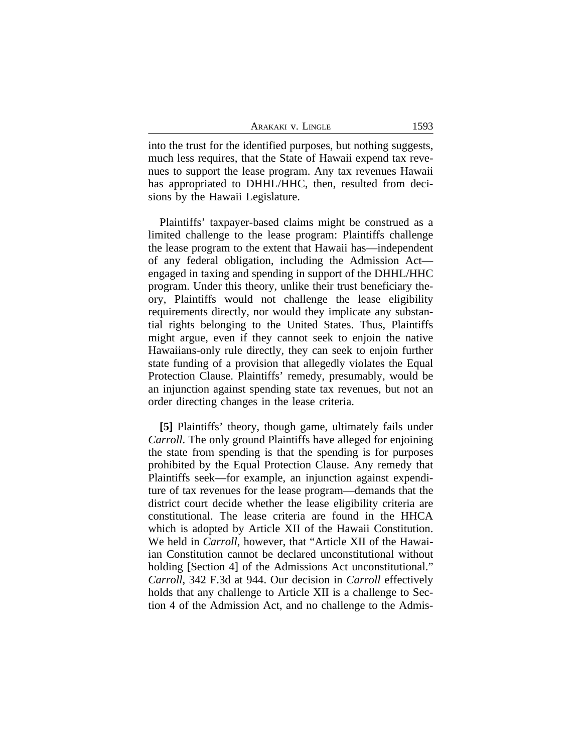into the trust for the identified purposes, but nothing suggests, much less requires, that the State of Hawaii expend tax revenues to support the lease program. Any tax revenues Hawaii has appropriated to DHHL/HHC, then, resulted from decisions by the Hawaii Legislature.

Plaintiffs' taxpayer-based claims might be construed as a limited challenge to the lease program: Plaintiffs challenge the lease program to the extent that Hawaii has—independent of any federal obligation, including the Admission Act—engaged in taxing and spending in support of the DHHL/HHC program. Under this theory, unlike their trust beneficiary theory, Plaintiffs would not challenge the lease eligibility requirements directly, nor would they implicate any substantial rights belonging to the United States. Thus, Plaintiffs might argue, even if they cannot seek to enjoin the native Hawaiians-only rule directly, they can seek to enjoin further state funding of a provision that allegedly violates the Equal Protection Clause. Plaintiffs' remedy, presumably, would be an injunction against spending state tax revenues, but not an order directing changes in the lease criteria.

**[5]** Plaintiffs' theory, though game, ultimately fails under *Carroll*. The only ground Plaintiffs have alleged for enjoining the state from spending is that the spending is for purposes prohibited by the Equal Protection Clause. Any remedy that Plaintiffs seek—for example, an injunction against expenditure of tax revenues for the lease program—demands that the district court decide whether the lease eligibility criteria are constitutional. The lease criteria are found in the HHCA which is adopted by Article XII of the Hawaii Constitution. We held in *Carroll*, however, that "Article XII of the Hawaiian Constitution cannot be declared unconstitutional without holding [Section 4] of the Admissions Act unconstitutional." *Carroll*, 342 F.3d at 944. Our decision in *Carroll* effectively holds that any challenge to Article XII is a challenge to Section 4 of the Admission Act, and no challenge to the Admis-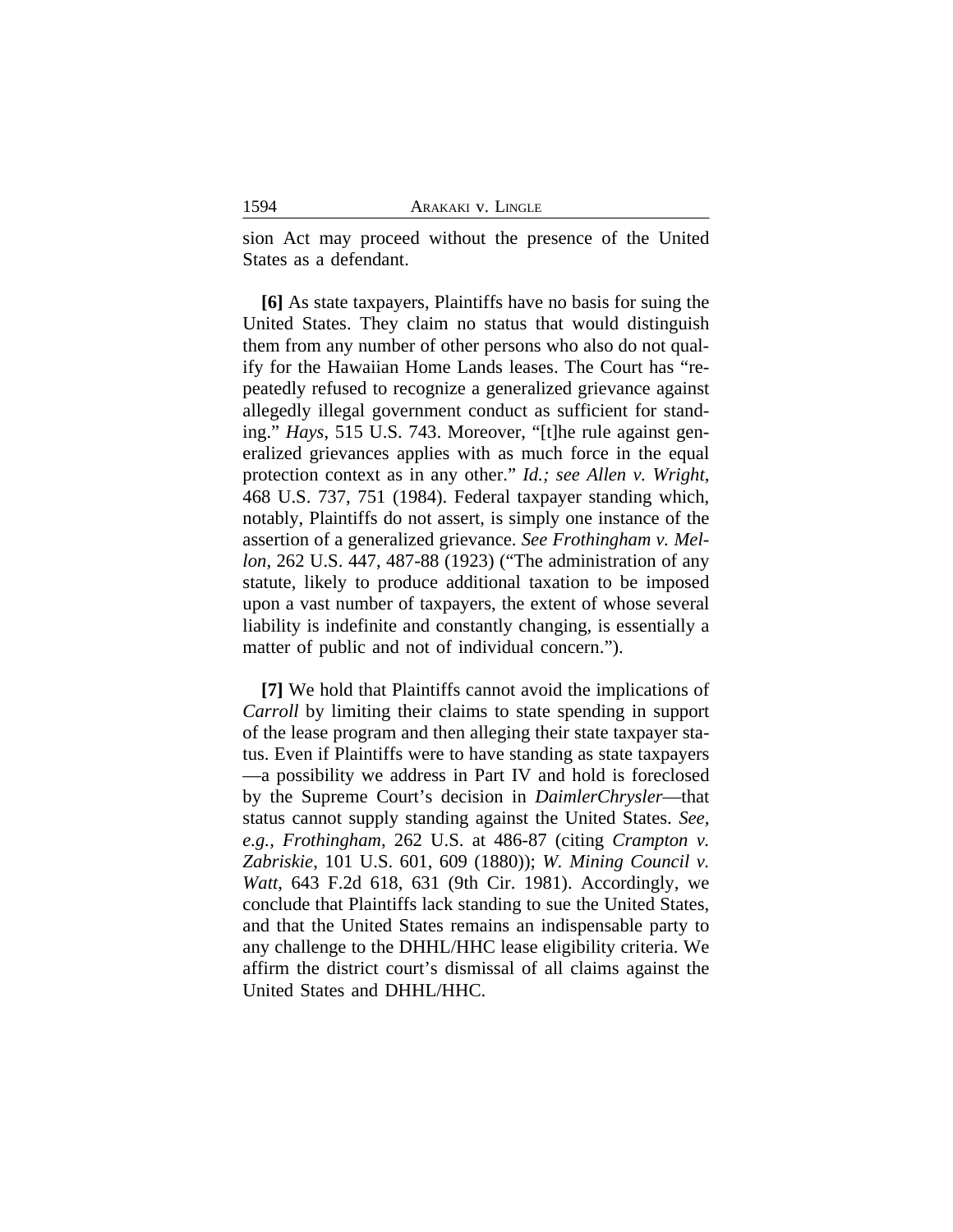sion Act may proceed without the presence of the United States as a defendant.

**[6]** As state taxpayers, Plaintiffs have no basis for suing the United States. They claim no status that would distinguish them from any number of other persons who also do not qualify for the Hawaiian Home Lands leases. The Court has "repeatedly refused to recognize a generalized grievance against allegedly illegal government conduct as sufficient for standing." *Hays*, 515 U.S. 743. Moreover, "[t]he rule against generalized grievances applies with as much force in the equal protection context as in any other." *Id.; see Allen v. Wright*, 468 U.S. 737, 751 (1984). Federal taxpayer standing which, notably, Plaintiffs do not assert, is simply one instance of the assertion of a generalized grievance. *See Frothingham v. Mellon*, 262 U.S. 447, 487-88 (1923) ("The administration of any statute, likely to produce additional taxation to be imposed upon a vast number of taxpayers, the extent of whose several liability is indefinite and constantly changing, is essentially a matter of public and not of individual concern.").

**[7]** We hold that Plaintiffs cannot avoid the implications of *Carroll* by limiting their claims to state spending in support of the lease program and then alleging their state taxpayer status. Even if Plaintiffs were to have standing as state taxpayers —a possibility we address in Part IV and hold is foreclosed by the Supreme Court's decision in *DaimlerChrysler*—that status cannot supply standing against the United States. *See, e.g.*, *Frothingham*, 262 U.S. at 486-87 (citing *Crampton v. Zabriskie*, 101 U.S. 601, 609 (1880)); *W. Mining Council v. Watt*, 643 F.2d 618, 631 (9th Cir. 1981). Accordingly, we conclude that Plaintiffs lack standing to sue the United States, and that the United States remains an indispensable party to any challenge to the DHHL/HHC lease eligibility criteria. We affirm the district court's dismissal of all claims against the United States and DHHL/HHC.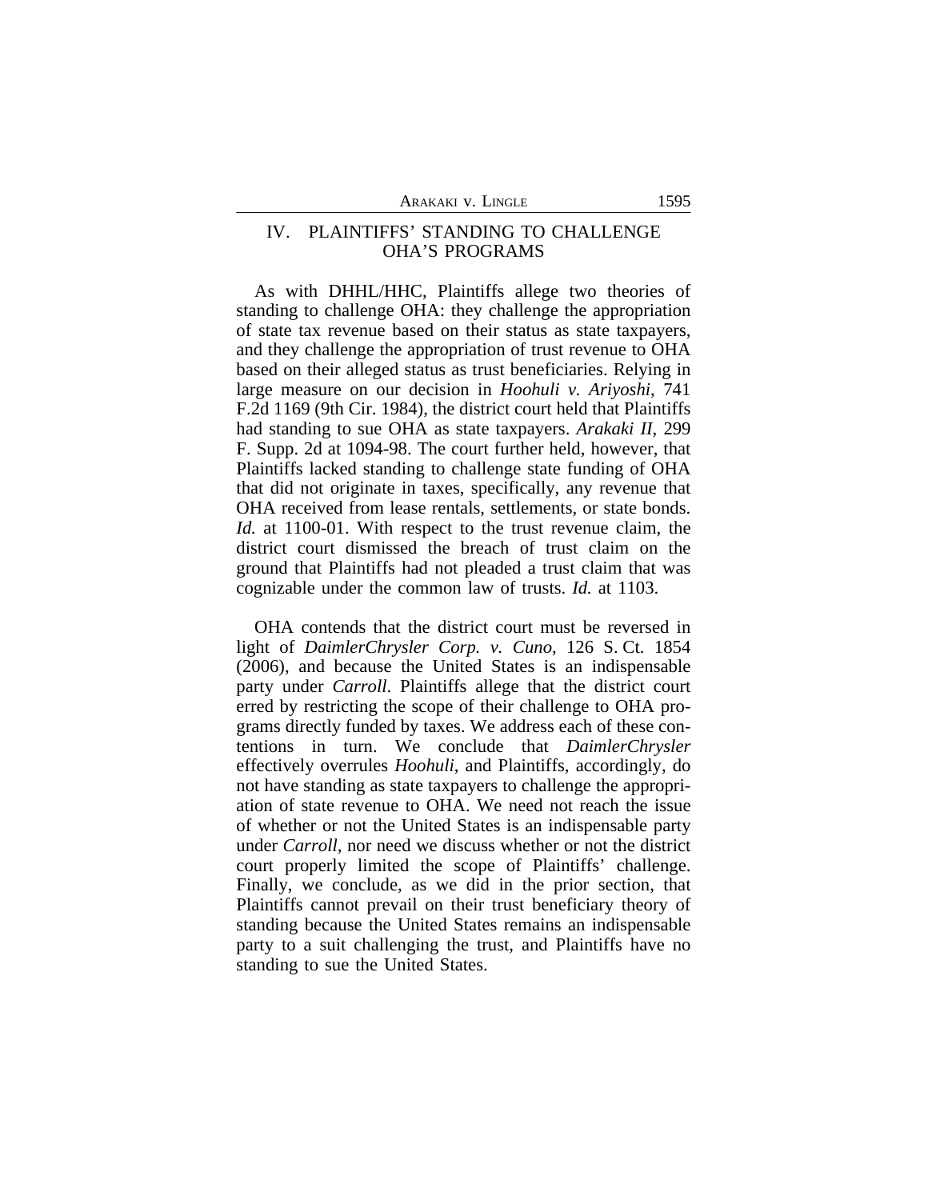## IV. PLAINTIFFS' STANDING TO CHALLENGE OHA'S PROGRAMS

As with DHHL/HHC, Plaintiffs allege two theories of standing to challenge OHA: they challenge the appropriation of state tax revenue based on their status as state taxpayers, and they challenge the appropriation of trust revenue to OHA based on their alleged status as trust beneficiaries. Relying in large measure on our decision in *Hoohuli v. Ariyoshi*, 741 F.2d 1169 (9th Cir. 1984), the district court held that Plaintiffs had standing to sue OHA as state taxpayers. *Arakaki II*, 299 F. Supp. 2d at 1094-98. The court further held, however, that Plaintiffs lacked standing to challenge state funding of OHA that did not originate in taxes, specifically, any revenue that OHA received from lease rentals, settlements, or state bonds. *Id.* at 1100-01. With respect to the trust revenue claim, the district court dismissed the breach of trust claim on the ground that Plaintiffs had not pleaded a trust claim that was cognizable under the common law of trusts. *Id.* at 1103.

OHA contends that the district court must be reversed in light of *DaimlerChrysler Corp. v. Cuno*, 126 S. Ct. 1854 (2006), and because the United States is an indispensable party under *Carroll*. Plaintiffs allege that the district court erred by restricting the scope of their challenge to OHA programs directly funded by taxes. We address each of these contentions in turn. We conclude that *DaimlerChrysler* effectively overrules *Hoohuli*, and Plaintiffs, accordingly, do not have standing as state taxpayers to challenge the appropriation of state revenue to OHA. We need not reach the issue of whether or not the United States is an indispensable party under *Carroll*, nor need we discuss whether or not the district court properly limited the scope of Plaintiffs' challenge. Finally, we conclude, as we did in the prior section, that Plaintiffs cannot prevail on their trust beneficiary theory of standing because the United States remains an indispensable party to a suit challenging the trust, and Plaintiffs have no standing to sue the United States.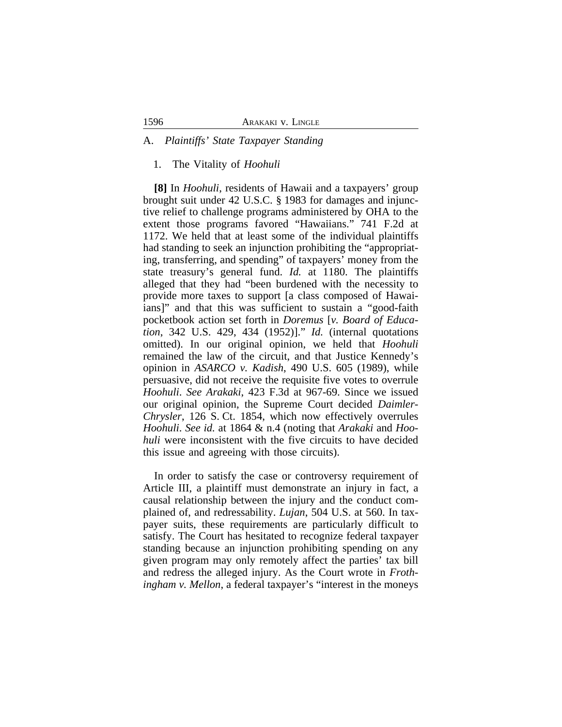## A. *Plaintiffs' State Taxpayer Standing*

### 1. The Vitality of *Hoohuli*

**[8]** In *Hoohuli*, residents of Hawaii and a taxpayers' group brought suit under 42 U.S.C. § 1983 for damages and injunctive relief to challenge programs administered by OHA to the extent those programs favored "Hawaiians." 741 F.2d at 1172. We held that at least some of the individual plaintiffs had standing to seek an injunction prohibiting the "appropriating, transferring, and spending" of taxpayers' money from the state treasury's general fund. *Id.* at 1180. The plaintiffs alleged that they had "been burdened with the necessity to provide more taxes to support [a class composed of Hawaiians]" and that this was sufficient to sustain a "good-faith pocketbook action set forth in *Doremus* [*v. Board of Education*, 342 U.S. 429, 434 (1952)]." *Id.* (internal quotations omitted). In our original opinion, we held that *Hoohuli* remained the law of the circuit, and that Justice Kennedy's opinion in *ASARCO v. Kadish*, 490 U.S. 605 (1989), while persuasive, did not receive the requisite five votes to overrule *Hoohuli*. *See Arakaki*, 423 F.3d at 967-69. Since we issued our original opinion, the Supreme Court decided *DaimlerChrysler*, 126 S. Ct. 1854, which now effectively overrules *Hoohuli*. *See id.* at 1864 & n.4 (noting that *Arakaki* and *Hoohuli* were inconsistent with the five circuits to have decided this issue and agreeing with those circuits).

In order to satisfy the case or controversy requirement of Article III, a plaintiff must demonstrate an injury in fact, a causal relationship between the injury and the conduct complained of, and redressability. *Lujan*, 504 U.S. at 560. In taxpayer suits, these requirements are particularly difficult to satisfy. The Court has hesitated to recognize federal taxpayer standing because an injunction prohibiting spending on any given program may only remotely affect the parties' tax bill and redress the alleged injury. As the Court wrote in *Frothingham v. Mellon*, a federal taxpayer's "interest in the moneys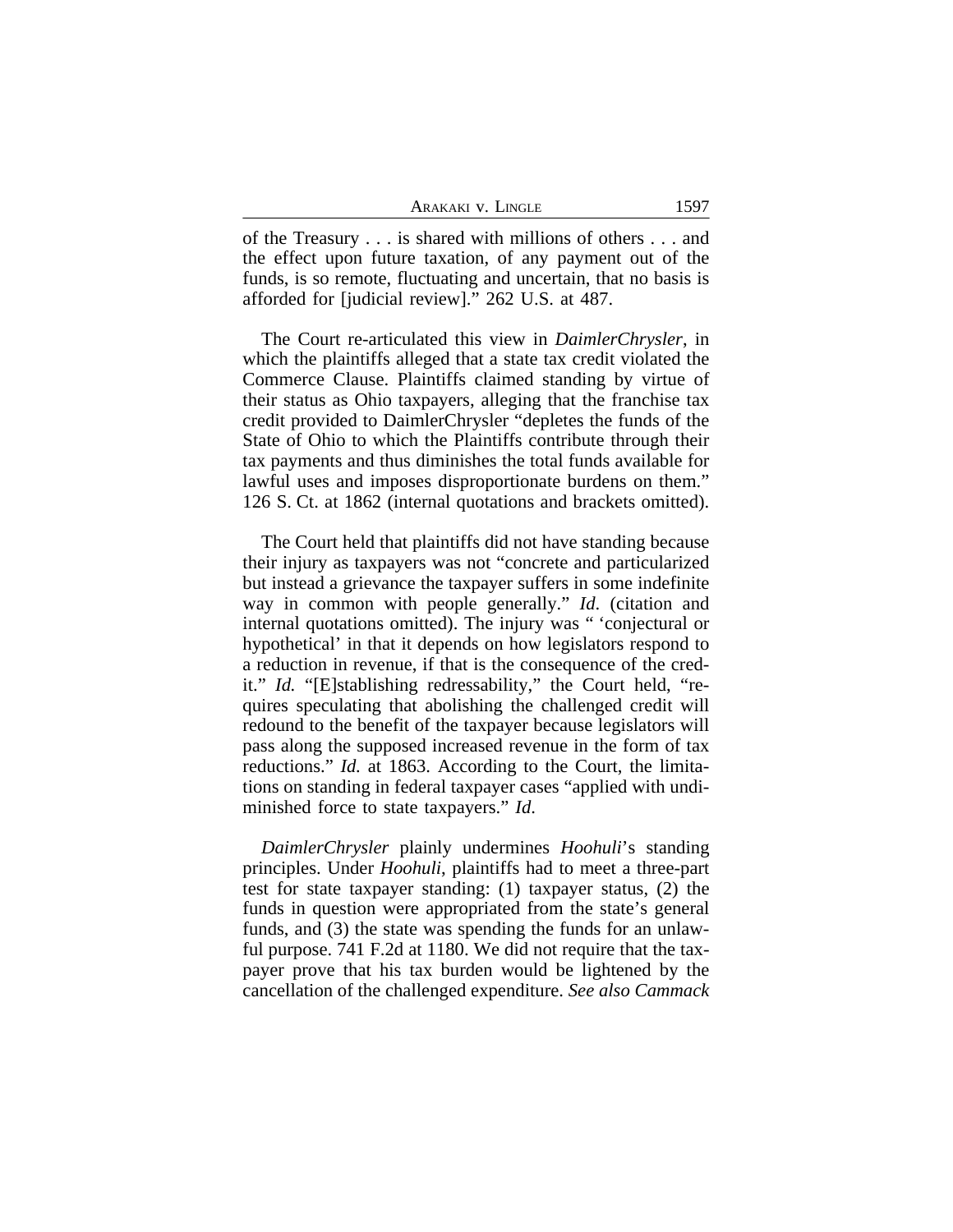of the Treasury . . . is shared with millions of others . . . and the effect upon future taxation, of any payment out of the funds, is so remote, fluctuating and uncertain, that no basis is afforded for [judicial review]." 262 U.S. at 487.

The Court re-articulated this view in *DaimlerChrysler*, in which the plaintiffs alleged that a state tax credit violated the Commerce Clause. Plaintiffs claimed standing by virtue of their status as Ohio taxpayers, alleging that the franchise tax credit provided to DaimlerChrysler "depletes the funds of the State of Ohio to which the Plaintiffs contribute through their tax payments and thus diminishes the total funds available for lawful uses and imposes disproportionate burdens on them." 126 S. Ct. at 1862 (internal quotations and brackets omitted).

The Court held that plaintiffs did not have standing because their injury as taxpayers was not "concrete and particularized but instead a grievance the taxpayer suffers in some indefinite way in common with people generally." *Id*. (citation and internal quotations omitted). The injury was " 'conjectural or hypothetical' in that it depends on how legislators respond to a reduction in revenue, if that is the consequence of the credit." *Id.* "[E]stablishing redressability," the Court held, "requires speculating that abolishing the challenged credit will redound to the benefit of the taxpayer because legislators will pass along the supposed increased revenue in the form of tax reductions." *Id.* at 1863. According to the Court, the limitations on standing in federal taxpayer cases "applied with undiminished force to state taxpayers." *Id*.

*DaimlerChrysler* plainly undermines *Hoohuli*'s standing principles. Under *Hoohuli*, plaintiffs had to meet a three-part test for state taxpayer standing: (1) taxpayer status, (2) the funds in question were appropriated from the state's general funds, and (3) the state was spending the funds for an unlawful purpose. 741 F.2d at 1180. We did not require that the taxpayer prove that his tax burden would be lightened by the cancellation of the challenged expenditure. *See also Cammack*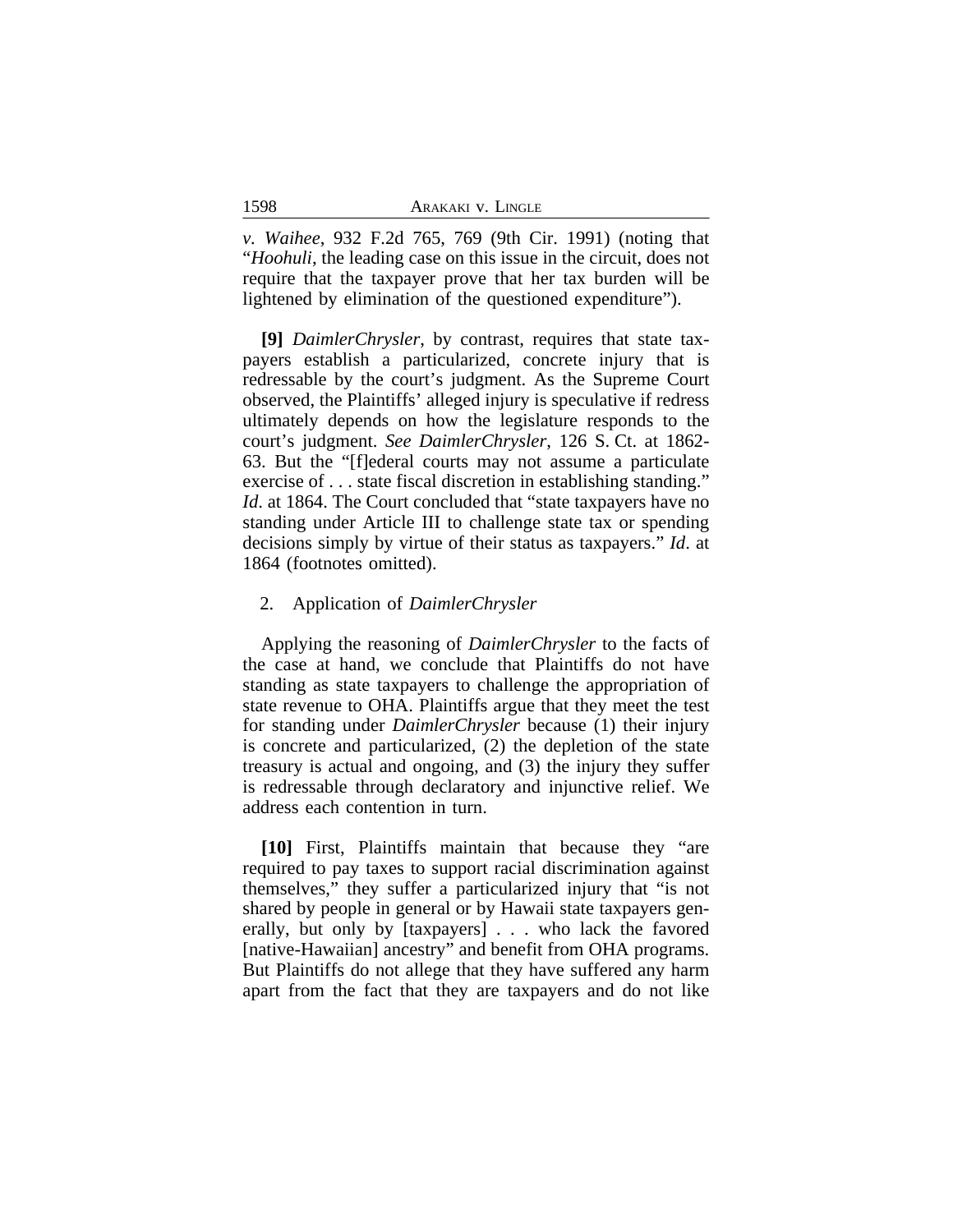*v. Waihee*, 932 F.2d 765, 769 (9th Cir. 1991) (noting that "*Hoohuli*, the leading case on this issue in the circuit, does not require that the taxpayer prove that her tax burden will be lightened by elimination of the questioned expenditure").

**[9]** *DaimlerChrysler*, by contrast, requires that state taxpayers establish a particularized, concrete injury that is redressable by the court's judgment. As the Supreme Court observed, the Plaintiffs' alleged injury is speculative if redress ultimately depends on how the legislature responds to the court's judgment. *See DaimlerChrysler*, 126 S. Ct. at 1862-63. But the "[f]ederal courts may not assume a particulate exercise of . . . state fiscal discretion in establishing standing." *Id*. at 1864. The Court concluded that "state taxpayers have no standing under Article III to challenge state tax or spending decisions simply by virtue of their status as taxpayers." *Id*. at 1864 (footnotes omitted).

2. Application of *DaimlerChrysler*

Applying the reasoning of *DaimlerChrysler* to the facts of the case at hand, we conclude that Plaintiffs do not have standing as state taxpayers to challenge the appropriation of state revenue to OHA. Plaintiffs argue that they meet the test for standing under *DaimlerChrysler* because (1) their injury is concrete and particularized, (2) the depletion of the state treasury is actual and ongoing, and (3) the injury they suffer is redressable through declaratory and injunctive relief. We address each contention in turn.

**[10]** First, Plaintiffs maintain that because they "are required to pay taxes to support racial discrimination against themselves," they suffer a particularized injury that "is not shared by people in general or by Hawaii state taxpayers generally, but only by [taxpayers] . . . who lack the favored [native-Hawaiian] ancestry" and benefit from OHA programs. But Plaintiffs do not allege that they have suffered any harm apart from the fact that they are taxpayers and do not like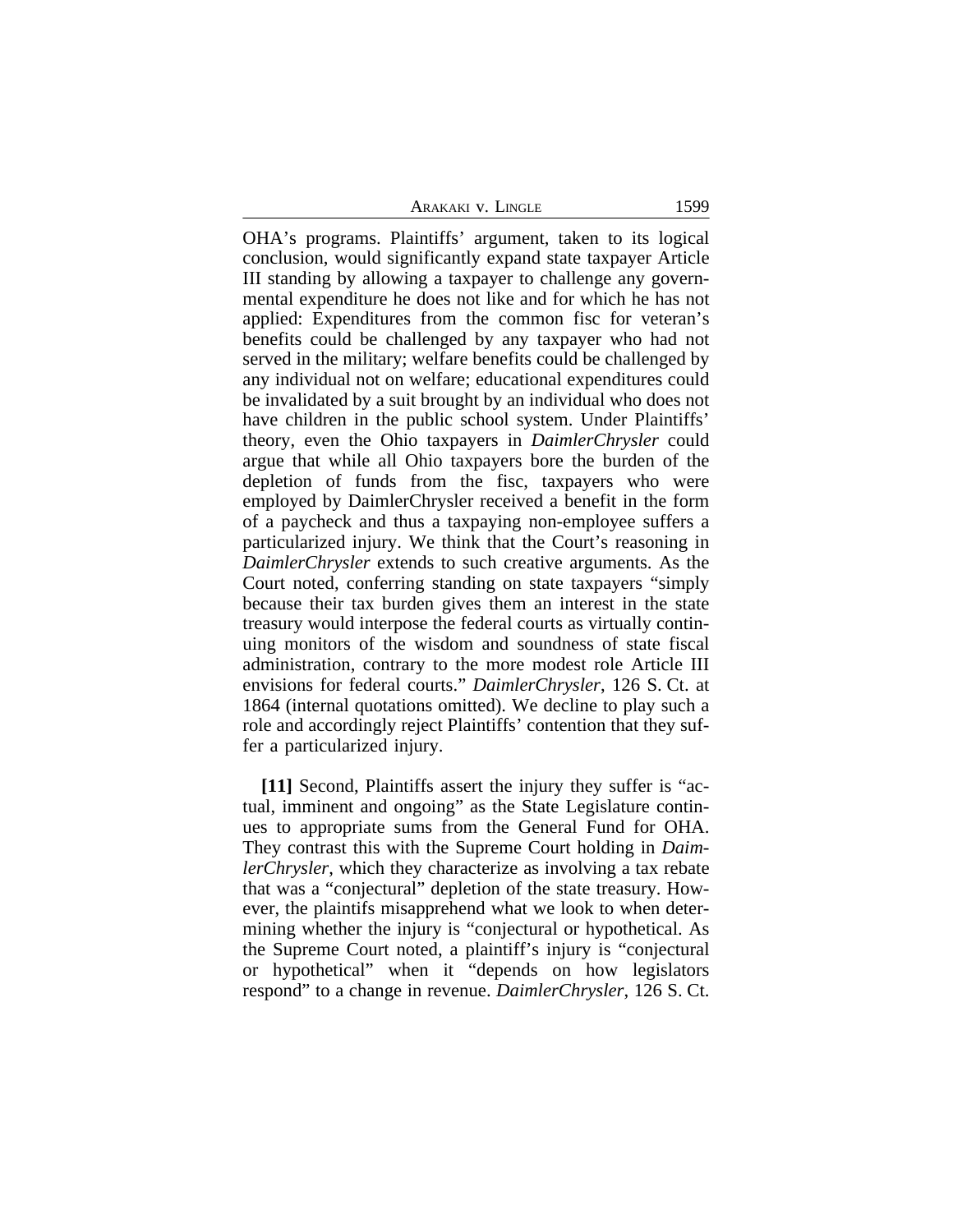OHA's programs. Plaintiffs' argument, taken to its logical conclusion, would significantly expand state taxpayer Article III standing by allowing a taxpayer to challenge any governmental expenditure he does not like and for which he has not applied: Expenditures from the common fisc for veteran's benefits could be challenged by any taxpayer who had not served in the military; welfare benefits could be challenged by any individual not on welfare; educational expenditures could be invalidated by a suit brought by an individual who does not have children in the public school system. Under Plaintiffs' theory, even the Ohio taxpayers in *DaimlerChrysler* could argue that while all Ohio taxpayers bore the burden of the depletion of funds from the fisc, taxpayers who were employed by DaimlerChrysler received a benefit in the form of a paycheck and thus a taxpaying non-employee suffers a particularized injury. We think that the Court's reasoning in *DaimlerChrysler* extends to such creative arguments. As the Court noted, conferring standing on state taxpayers "simply because their tax burden gives them an interest in the state treasury would interpose the federal courts as virtually continuing monitors of the wisdom and soundness of state fiscal administration, contrary to the more modest role Article III envisions for federal courts." *DaimlerChrysler*, 126 S. Ct. at 1864 (internal quotations omitted). We decline to play such a role and accordingly reject Plaintiffs' contention that they suffer a particularized injury.

**[11]** Second, Plaintiffs assert the injury they suffer is "actual, imminent and ongoing" as the State Legislature continues to appropriate sums from the General Fund for OHA. They contrast this with the Supreme Court holding in *DaimlerChrysler*, which they characterize as involving a tax rebate that was a "conjectural" depletion of the state treasury. However, the plaintifs misapprehend what we look to when determining whether the injury is "conjectural or hypothetical. As the Supreme Court noted, a plaintiff's injury is "conjectural or hypothetical" when it "depends on how legislators respond" to a change in revenue. *DaimlerChrysler*, 126 S. Ct.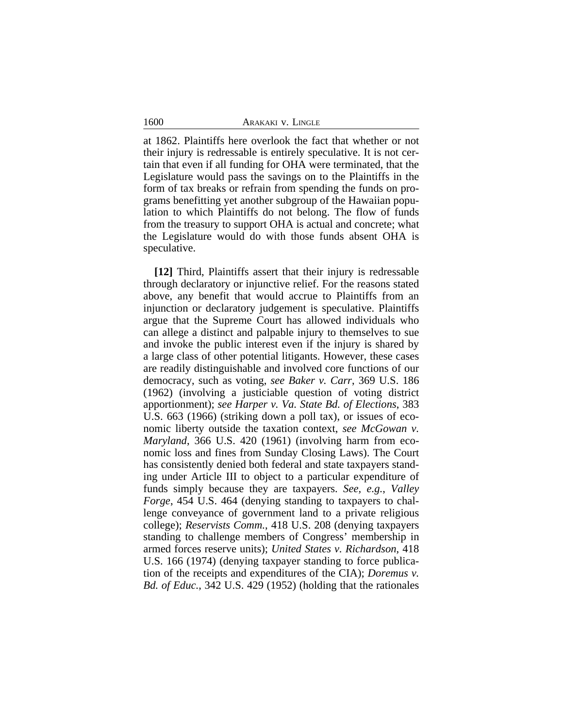at 1862. Plaintiffs here overlook the fact that whether or not their injury is redressable is entirely speculative. It is not certain that even if all funding for OHA were terminated, that the Legislature would pass the savings on to the Plaintiffs in the form of tax breaks or refrain from spending the funds on programs benefitting yet another subgroup of the Hawaiian population to which Plaintiffs do not belong. The flow of funds from the treasury to support OHA is actual and concrete; what the Legislature would do with those funds absent OHA is speculative.

**[12]** Third, Plaintiffs assert that their injury is redressable through declaratory or injunctive relief. For the reasons stated above, any benefit that would accrue to Plaintiffs from an injunction or declaratory judgement is speculative. Plaintiffs argue that the Supreme Court has allowed individuals who can allege a distinct and palpable injury to themselves to sue and invoke the public interest even if the injury is shared by a large class of other potential litigants. However, these cases are readily distinguishable and involved core functions of our democracy, such as voting, *see Baker v. Carr*, 369 U.S. 186 (1962) (involving a justiciable question of voting district apportionment); *see Harper v. Va. State Bd. of Elections*, 383 U.S. 663 (1966) (striking down a poll tax), or issues of economic liberty outside the taxation context, *see McGowan v. Maryland*, 366 U.S. 420 (1961) (involving harm from economic loss and fines from Sunday Closing Laws). The Court has consistently denied both federal and state taxpayers standing under Article III to object to a particular expenditure of funds simply because they are taxpayers. *See, e.g.*, *Valley Forge*, 454 U.S. 464 (denying standing to taxpayers to challenge conveyance of government land to a private religious college); *Reservists Comm.*, 418 U.S. 208 (denying taxpayers standing to challenge members of Congress' membership in armed forces reserve units); *United States v. Richardson*, 418 U.S. 166 (1974) (denying taxpayer standing to force publication of the receipts and expenditures of the CIA); *Doremus v. Bd. of Educ.*, 342 U.S. 429 (1952) (holding that the rationales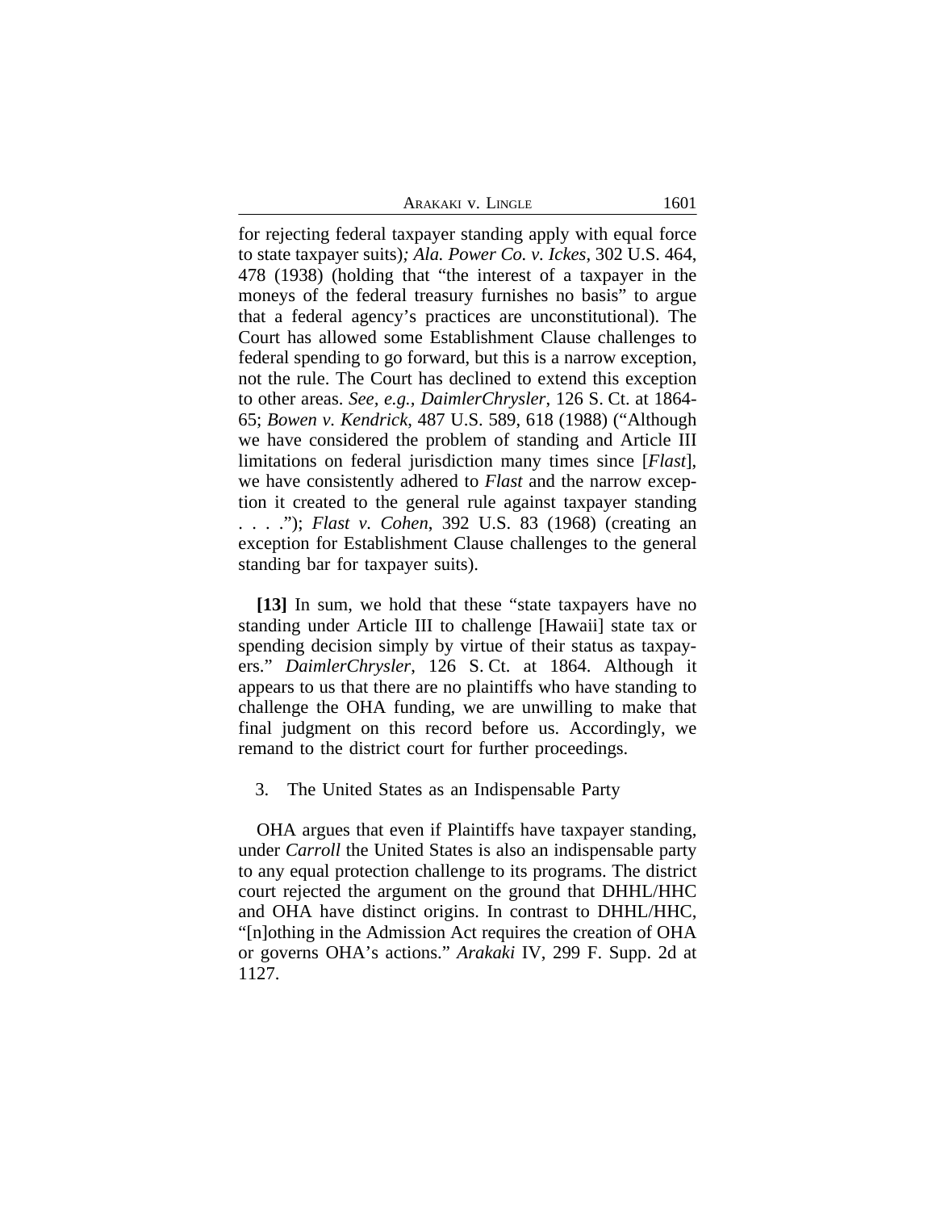for rejecting federal taxpayer standing apply with equal force to state taxpayer suits)*; Ala. Power Co. v. Ickes*, 302 U.S. 464, 478 (1938) (holding that "the interest of a taxpayer in the moneys of the federal treasury furnishes no basis" to argue that a federal agency's practices are unconstitutional). The Court has allowed some Establishment Clause challenges to federal spending to go forward, but this is a narrow exception, not the rule. The Court has declined to extend this exception to other areas. *See, e.g.*, *DaimlerChrysler*, 126 S. Ct. at 1864-65; *Bowen v. Kendrick*, 487 U.S. 589, 618 (1988) ("Although we have considered the problem of standing and Article III limitations on federal jurisdiction many times since [*Flast*], we have consistently adhered to *Flast* and the narrow exception it created to the general rule against taxpayer standing . . . ."); *Flast v. Cohen*, 392 U.S. 83 (1968) (creating an exception for Establishment Clause challenges to the general standing bar for taxpayer suits).

**[13]** In sum, we hold that these "state taxpayers have no standing under Article III to challenge [Hawaii] state tax or spending decision simply by virtue of their status as taxpayers." *DaimlerChrysler*, 126 S. Ct. at 1864. Although it appears to us that there are no plaintiffs who have standing to challenge the OHA funding, we are unwilling to make that final judgment on this record before us. Accordingly, we remand to the district court for further proceedings.

3. The United States as an Indispensable Party

OHA argues that even if Plaintiffs have taxpayer standing, under *Carroll* the United States is also an indispensable party to any equal protection challenge to its programs. The district court rejected the argument on the ground that DHHL/HHC and OHA have distinct origins. In contrast to DHHL/HHC, "[n]othing in the Admission Act requires the creation of OHA or governs OHA's actions." *Arakaki* IV, 299 F. Supp. 2d at 1127.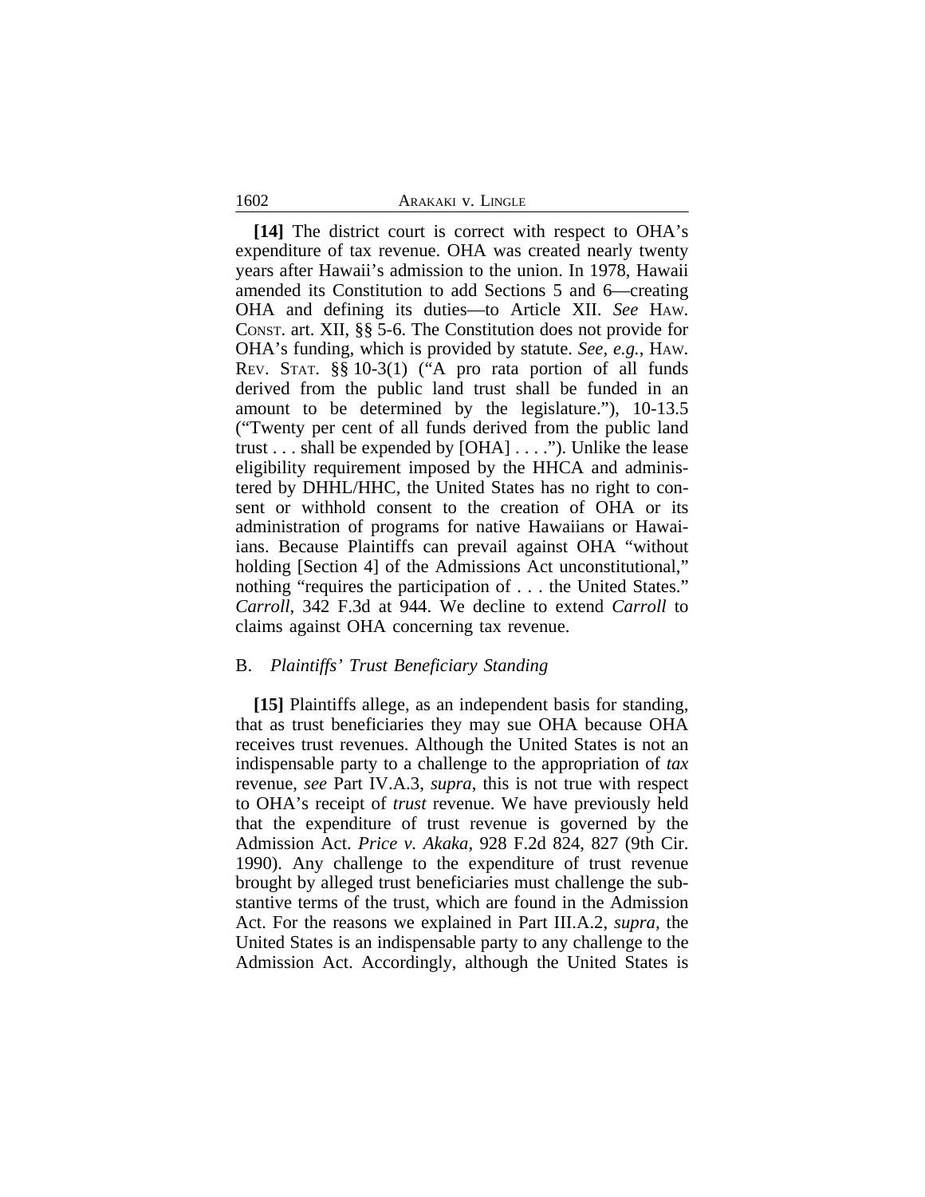**[14]** The district court is correct with respect to OHA's expenditure of tax revenue. OHA was created nearly twenty years after Hawaii's admission to the union. In 1978, Hawaii amended its Constitution to add Sections 5 and 6—creating OHA and defining its duties—to Article XII. *See* HAW. CONST. art. XII, §§ 5-6. The Constitution does not provide for OHA's funding, which is provided by statute. *See*, *e.g.*, HAW. REV. STAT. §§ 10-3(1) ("A pro rata portion of all funds derived from the public land trust shall be funded in an amount to be determined by the legislature."), 10-13.5 ("Twenty per cent of all funds derived from the public land trust . . . shall be expended by [OHA] . . . ."). Unlike the lease eligibility requirement imposed by the HHCA and administered by DHHL/HHC, the United States has no right to consent or withhold consent to the creation of OHA or its administration of programs for native Hawaiians or Hawaiians. Because Plaintiffs can prevail against OHA "without holding [Section 4] of the Admissions Act unconstitutional," nothing "requires the participation of . . . the United States." *Carroll*, 342 F.3d at 944. We decline to extend *Carroll* to claims against OHA concerning tax revenue.

## B. *Plaintiffs' Trust Beneficiary Standing*

**[15]** Plaintiffs allege, as an independent basis for standing, that as trust beneficiaries they may sue OHA because OHA receives trust revenues. Although the United States is not an indispensable party to a challenge to the appropriation of *tax* revenue, *see* Part IV.A.3, *supra*, this is not true with respect to OHA's receipt of *trust* revenue. We have previously held that the expenditure of trust revenue is governed by the Admission Act. *Price v. Akaka*, 928 F.2d 824, 827 (9th Cir. 1990). Any challenge to the expenditure of trust revenue brought by alleged trust beneficiaries must challenge the substantive terms of the trust, which are found in the Admission Act. For the reasons we explained in Part III.A.2, *supra*, the United States is an indispensable party to any challenge to the Admission Act. Accordingly, although the United States is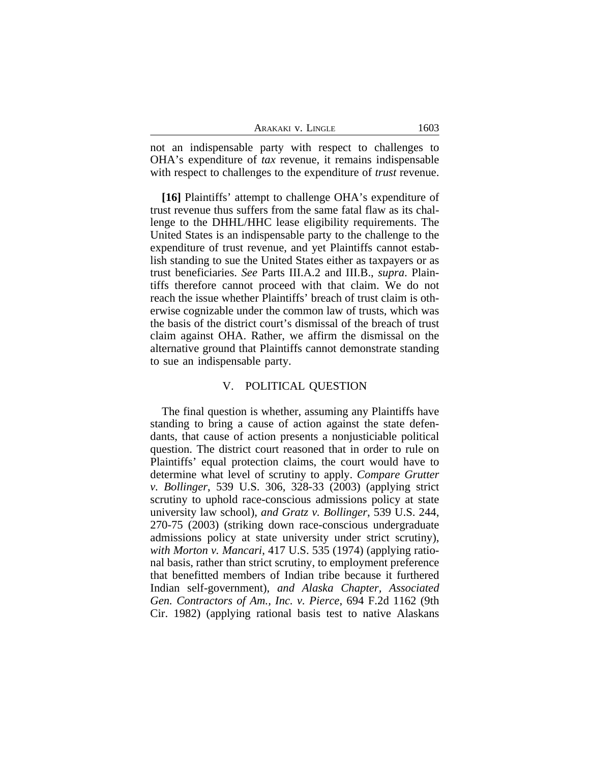not an indispensable party with respect to challenges to OHA's expenditure of *tax* revenue, it remains indispensable with respect to challenges to the expenditure of *trust* revenue.

**[16]** Plaintiffs' attempt to challenge OHA's expenditure of trust revenue thus suffers from the same fatal flaw as its challenge to the DHHL/HHC lease eligibility requirements. The United States is an indispensable party to the challenge to the expenditure of trust revenue, and yet Plaintiffs cannot establish standing to sue the United States either as taxpayers or as trust beneficiaries. *See* Parts III.A.2 and III.B., *supra*. Plaintiffs therefore cannot proceed with that claim. We do not reach the issue whether Plaintiffs' breach of trust claim is otherwise cognizable under the common law of trusts, which was the basis of the district court's dismissal of the breach of trust claim against OHA. Rather, we affirm the dismissal on the alternative ground that Plaintiffs cannot demonstrate standing to sue an indispensable party.

## V. POLITICAL QUESTION

The final question is whether, assuming any Plaintiffs have standing to bring a cause of action against the state defendants, that cause of action presents a nonjusticiable political question. The district court reasoned that in order to rule on Plaintiffs' equal protection claims, the court would have to determine what level of scrutiny to apply. *Compare Grutter v. Bollinger*, 539 U.S. 306, 328-33 (2003) (applying strict scrutiny to uphold race-conscious admissions policy at state university law school), *and Gratz v. Bollinger*, 539 U.S. 244, 270-75 (2003) (striking down race-conscious undergraduate admissions policy at state university under strict scrutiny), *with Morton v. Mancari*, 417 U.S. 535 (1974) (applying rational basis, rather than strict scrutiny, to employment preference that benefitted members of Indian tribe because it furthered Indian self-government), *and Alaska Chapter, Associated Gen. Contractors of Am., Inc. v. Pierce*, 694 F.2d 1162 (9th Cir. 1982) (applying rational basis test to native Alaskans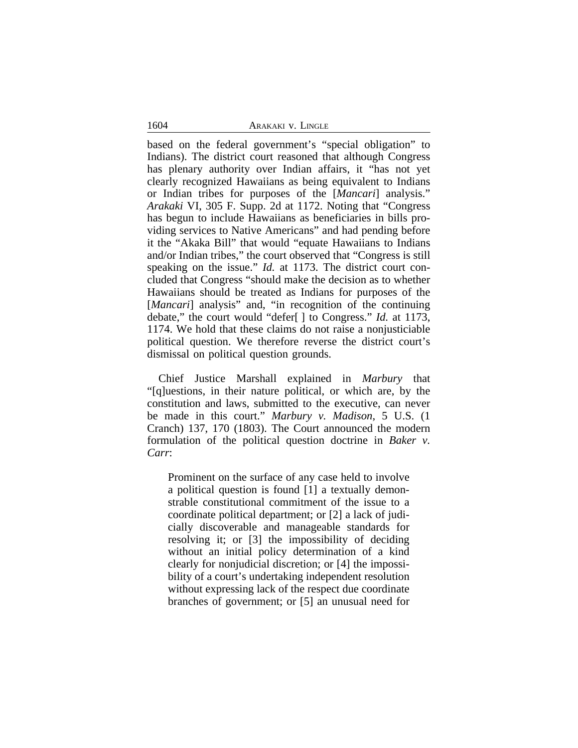based on the federal government's "special obligation" to Indians). The district court reasoned that although Congress has plenary authority over Indian affairs, it "has not yet clearly recognized Hawaiians as being equivalent to Indians or Indian tribes for purposes of the [*Mancari*] analysis." *Arakaki* VI, 305 F. Supp. 2d at 1172. Noting that "Congress has begun to include Hawaiians as beneficiaries in bills providing services to Native Americans" and had pending before it the "Akaka Bill" that would "equate Hawaiians to Indians and/or Indian tribes," the court observed that "Congress is still speaking on the issue." *Id.* at 1173. The district court concluded that Congress "should make the decision as to whether Hawaiians should be treated as Indians for purposes of the [*Mancari*] analysis" and, "in recognition of the continuing debate," the court would "defer[ ] to Congress." *Id.* at 1173, 1174. We hold that these claims do not raise a nonjusticiable political question. We therefore reverse the district court's dismissal on political question grounds.

Chief Justice Marshall explained in *Marbury* that "[q]uestions, in their nature political, or which are, by the constitution and laws, submitted to the executive, can never be made in this court." *Marbury v. Madison*, 5 U.S. (1 Cranch) 137, 170 (1803). The Court announced the modern formulation of the political question doctrine in *Baker v. Carr*:

> Prominent on the surface of any case held to involve a political question is found [1] a textually demonstrable constitutional commitment of the issue to a coordinate political department; or [2] a lack of judicially discoverable and manageable standards for resolving it; or [3] the impossibility of deciding without an initial policy determination of a kind clearly for nonjudicial discretion; or [4] the impossibility of a court's undertaking independent resolution without expressing lack of the respect due coordinate branches of government; or [5] an unusual need for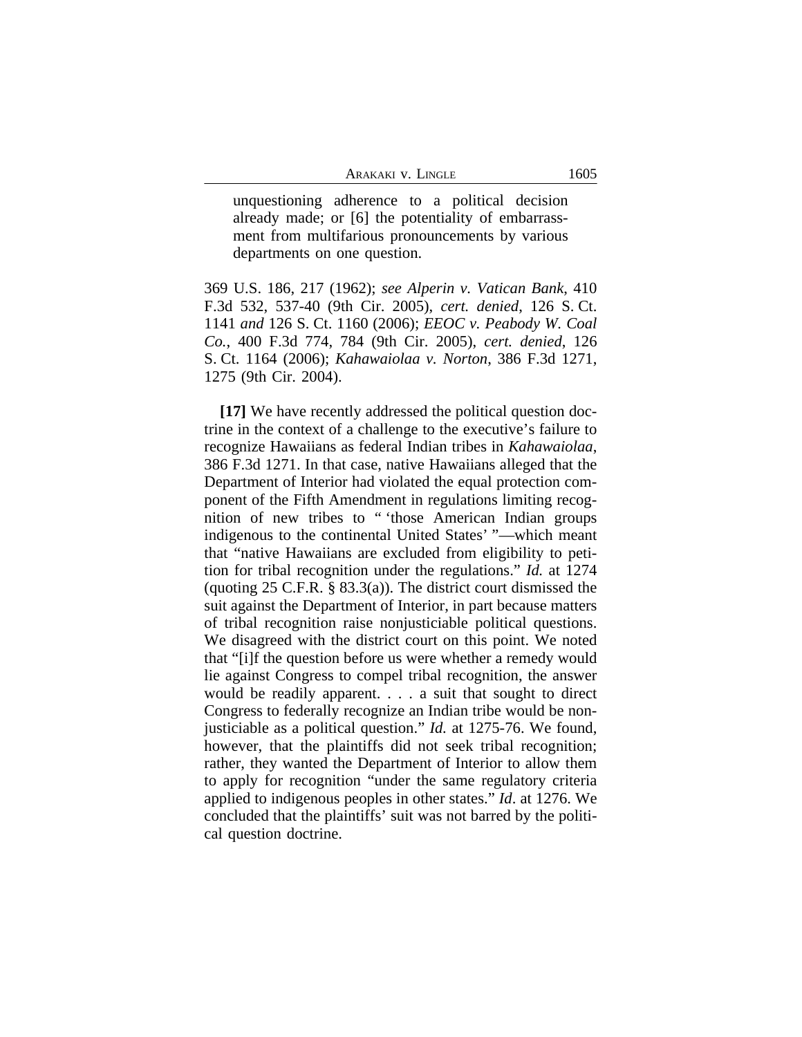> unquestioning adherence to a political decision already made; or [6] the potentiality of embarrassment from multifarious pronouncements by various departments on one question.

369 U.S. 186, 217 (1962); *see Alperin v. Vatican Bank*, 410 F.3d 532, 537-40 (9th Cir. 2005), *cert. denied*, 126 S. Ct. 1141 *and* 126 S. Ct. 1160 (2006); *EEOC v. Peabody W. Coal Co.*, 400 F.3d 774, 784 (9th Cir. 2005), *cert. denied*, 126 S. Ct. 1164 (2006); *Kahawaiolaa v. Norton*, 386 F.3d 1271, 1275 (9th Cir. 2004).

**[17]** We have recently addressed the political question doctrine in the context of a challenge to the executive's failure to recognize Hawaiians as federal Indian tribes in *Kahawaiolaa*, 386 F.3d 1271. In that case, native Hawaiians alleged that the Department of Interior had violated the equal protection component of the Fifth Amendment in regulations limiting recognition of new tribes to " 'those American Indian groups indigenous to the continental United States' "—which meant that "native Hawaiians are excluded from eligibility to petition for tribal recognition under the regulations." *Id.* at 1274 (quoting 25 C.F.R. § 83.3(a)). The district court dismissed the suit against the Department of Interior, in part because matters of tribal recognition raise nonjusticiable political questions. We disagreed with the district court on this point. We noted that "[i]f the question before us were whether a remedy would lie against Congress to compel tribal recognition, the answer would be readily apparent. . . . a suit that sought to direct Congress to federally recognize an Indian tribe would be nonjusticiable as a political question." *Id.* at 1275-76. We found, however, that the plaintiffs did not seek tribal recognition; rather, they wanted the Department of Interior to allow them to apply for recognition "under the same regulatory criteria applied to indigenous peoples in other states." *Id*. at 1276. We concluded that the plaintiffs' suit was not barred by the political question doctrine.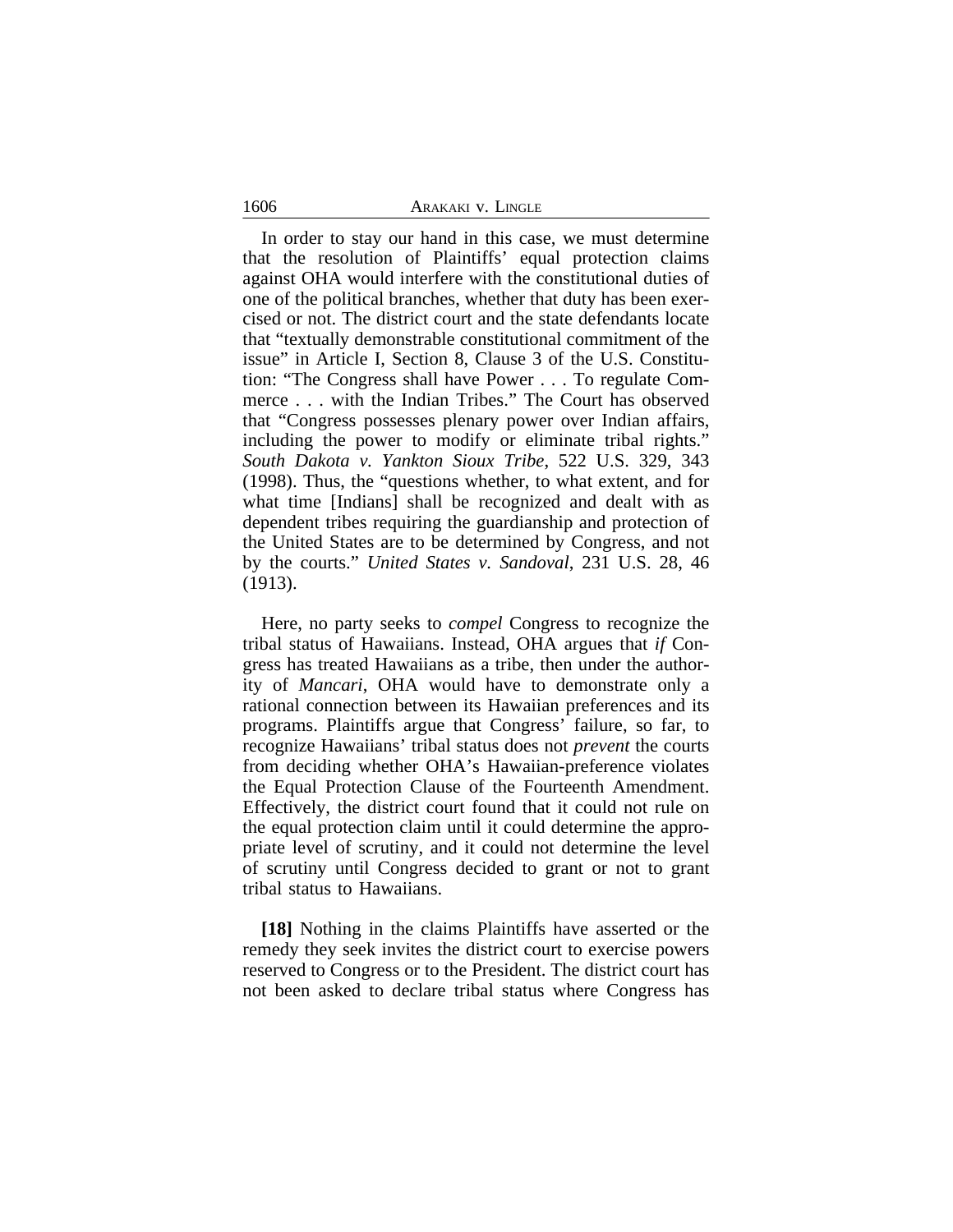In order to stay our hand in this case, we must determine that the resolution of Plaintiffs' equal protection claims against OHA would interfere with the constitutional duties of one of the political branches, whether that duty has been exercised or not. The district court and the state defendants locate that "textually demonstrable constitutional commitment of the issue" in Article I, Section 8, Clause 3 of the U.S. Constitution: "The Congress shall have Power . . . To regulate Commerce . . . with the Indian Tribes." The Court has observed that "Congress possesses plenary power over Indian affairs, including the power to modify or eliminate tribal rights." *South Dakota v. Yankton Sioux Tribe*, 522 U.S. 329, 343 (1998). Thus, the "questions whether, to what extent, and for what time [Indians] shall be recognized and dealt with as dependent tribes requiring the guardianship and protection of the United States are to be determined by Congress, and not by the courts." *United States v. Sandoval*, 231 U.S. 28, 46 (1913).

Here, no party seeks to *compel* Congress to recognize the tribal status of Hawaiians. Instead, OHA argues that *if* Congress has treated Hawaiians as a tribe, then under the authority of *Mancari*, OHA would have to demonstrate only a rational connection between its Hawaiian preferences and its programs. Plaintiffs argue that Congress' failure, so far, to recognize Hawaiians' tribal status does not *prevent* the courts from deciding whether OHA's Hawaiian-preference violates the Equal Protection Clause of the Fourteenth Amendment. Effectively, the district court found that it could not rule on the equal protection claim until it could determine the appropriate level of scrutiny, and it could not determine the level of scrutiny until Congress decided to grant or not to grant tribal status to Hawaiians.

**[18]** Nothing in the claims Plaintiffs have asserted or the remedy they seek invites the district court to exercise powers reserved to Congress or to the President. The district court has not been asked to declare tribal status where Congress has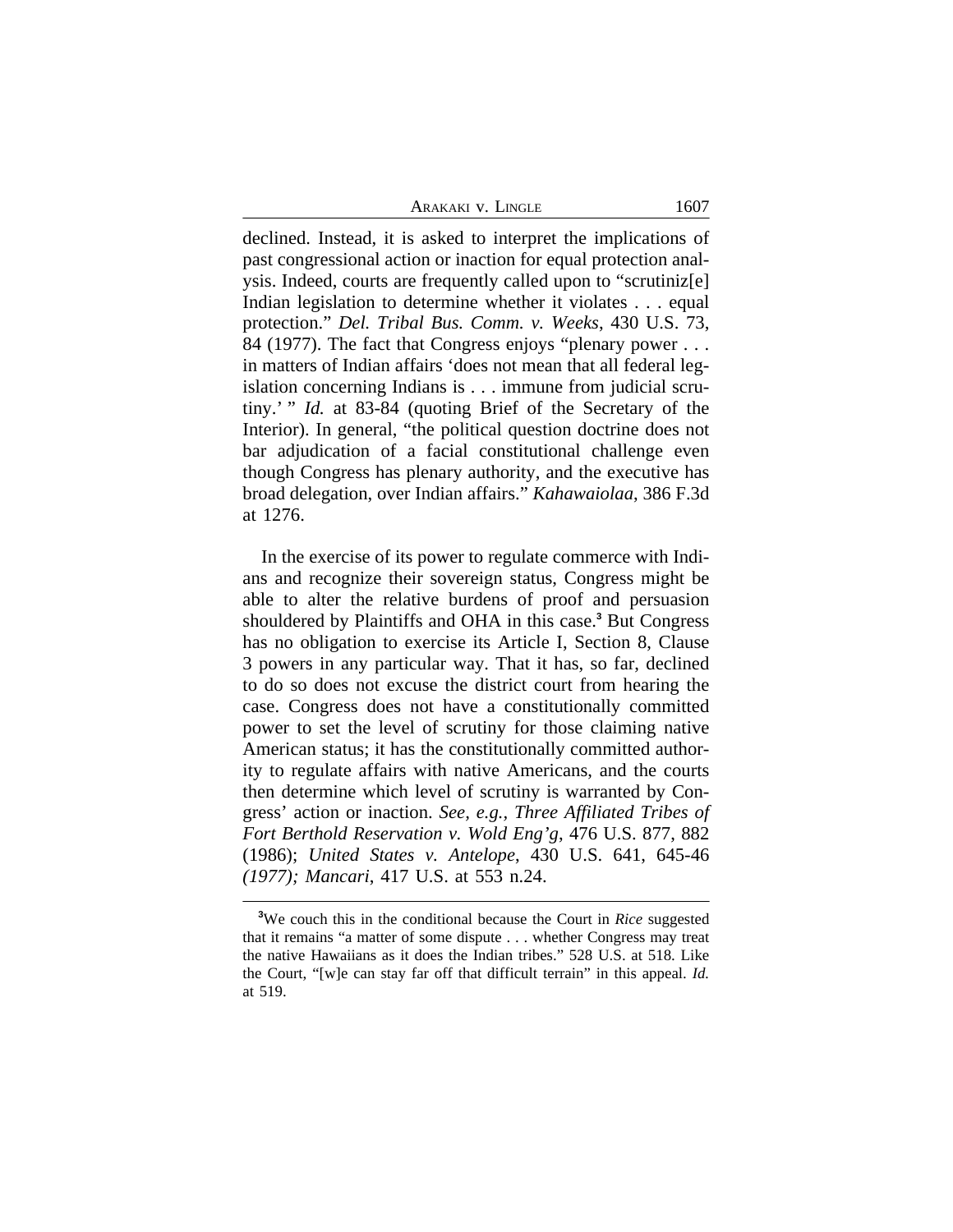declined. Instead, it is asked to interpret the implications of past congressional action or inaction for equal protection analysis. Indeed, courts are frequently called upon to "scrutiniz[e] Indian legislation to determine whether it violates . . . equal protection." *Del. Tribal Bus. Comm. v. Weeks*, 430 U.S. 73, 84 (1977). The fact that Congress enjoys "plenary power . . . in matters of Indian affairs 'does not mean that all federal legislation concerning Indians is . . . immune from judicial scrutiny.' " *Id.* at 83-84 (quoting Brief of the Secretary of the Interior). In general, "the political question doctrine does not bar adjudication of a facial constitutional challenge even though Congress has plenary authority, and the executive has broad delegation, over Indian affairs." *Kahawaiolaa*, 386 F.3d at 1276.

In the exercise of its power to regulate commerce with Indians and recognize their sovereign status, Congress might be able to alter the relative burdens of proof and persuasion shouldered by Plaintiffs and OHA in this case.[3] But Congress has no obligation to exercise its Article I, Section 8, Clause 3 powers in any particular way. That it has, so far, declined to do so does not excuse the district court from hearing the case. Congress does not have a constitutionally committed power to set the level of scrutiny for those claiming native American status; it has the constitutionally committed authority to regulate affairs with native Americans, and the courts then determine which level of scrutiny is warranted by Congress' action or inaction. *See, e.g.*, *Three Affiliated Tribes of Fort Berthold Reservation v. Wold Eng'g*, 476 U.S. 877, 882 (1986); *United States v. Antelope*, 430 U.S. 641, 645-46 *(1977); Mancari*, 417 U.S. at 553 n.24.

---

[3]We couch this in the conditional because the Court in *Rice* suggested that it remains "a matter of some dispute . . . whether Congress may treat the native Hawaiians as it does the Indian tribes." 528 U.S. at 518. Like the Court, "[w]e can stay far off that difficult terrain" in this appeal. *Id.* at 519.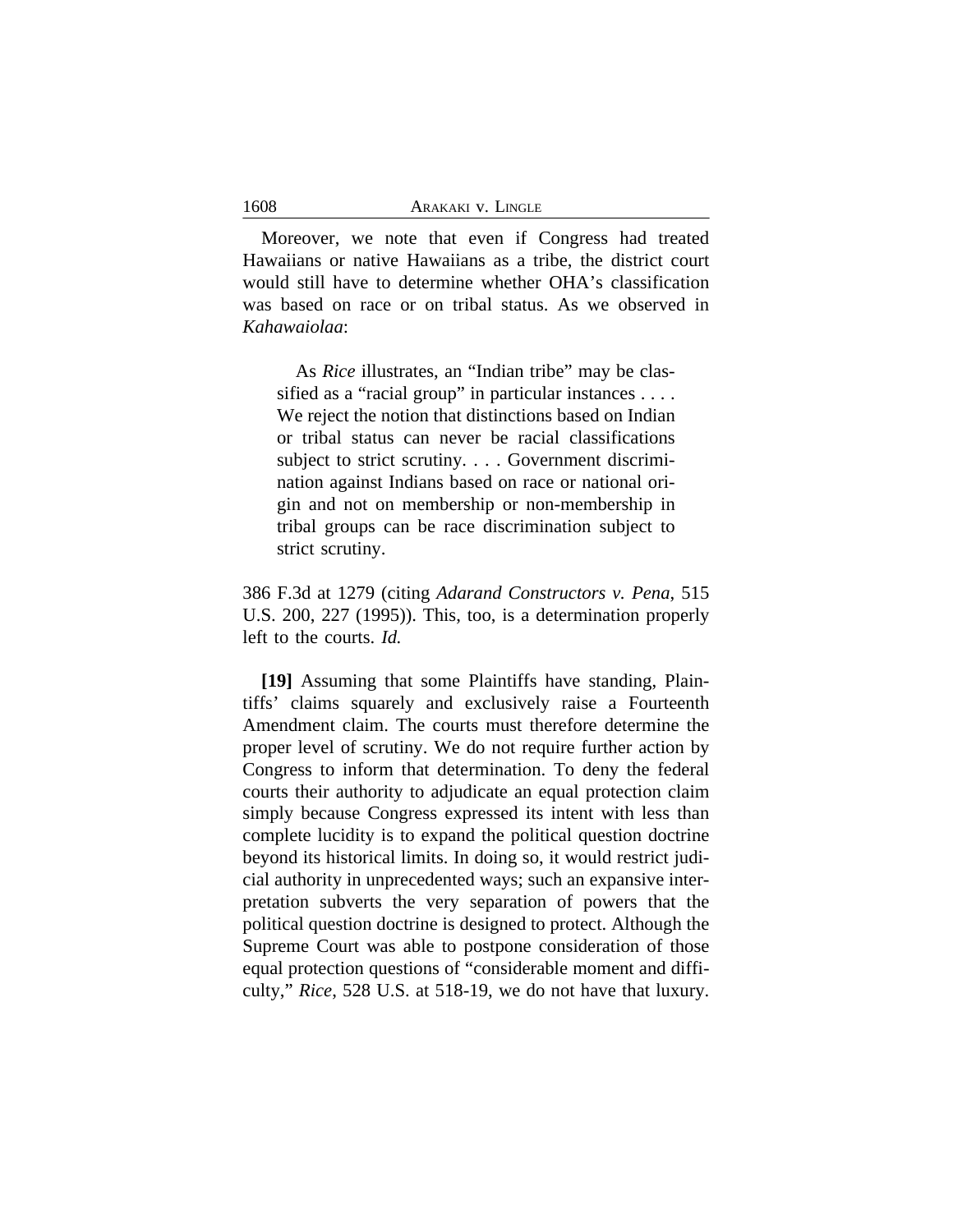Moreover, we note that even if Congress had treated Hawaiians or native Hawaiians as a tribe, the district court would still have to determine whether OHA's classification was based on race or on tribal status. As we observed in *Kahawaiolaa*:

> As *Rice* illustrates, an "Indian tribe" may be classified as a "racial group" in particular instances . . . . We reject the notion that distinctions based on Indian or tribal status can never be racial classifications subject to strict scrutiny. . . . Government discrimination against Indians based on race or national origin and not on membership or non-membership in tribal groups can be race discrimination subject to strict scrutiny.

386 F.3d at 1279 (citing *Adarand Constructors v. Pena*, 515 U.S. 200, 227 (1995)). This, too, is a determination properly left to the courts. *Id.*

**[19]** Assuming that some Plaintiffs have standing, Plaintiffs' claims squarely and exclusively raise a Fourteenth Amendment claim. The courts must therefore determine the proper level of scrutiny. We do not require further action by Congress to inform that determination. To deny the federal courts their authority to adjudicate an equal protection claim simply because Congress expressed its intent with less than complete lucidity is to expand the political question doctrine beyond its historical limits. In doing so, it would restrict judicial authority in unprecedented ways; such an expansive interpretation subverts the very separation of powers that the political question doctrine is designed to protect. Although the Supreme Court was able to postpone consideration of those equal protection questions of "considerable moment and difficulty," *Rice*, 528 U.S. at 518-19, we do not have that luxury.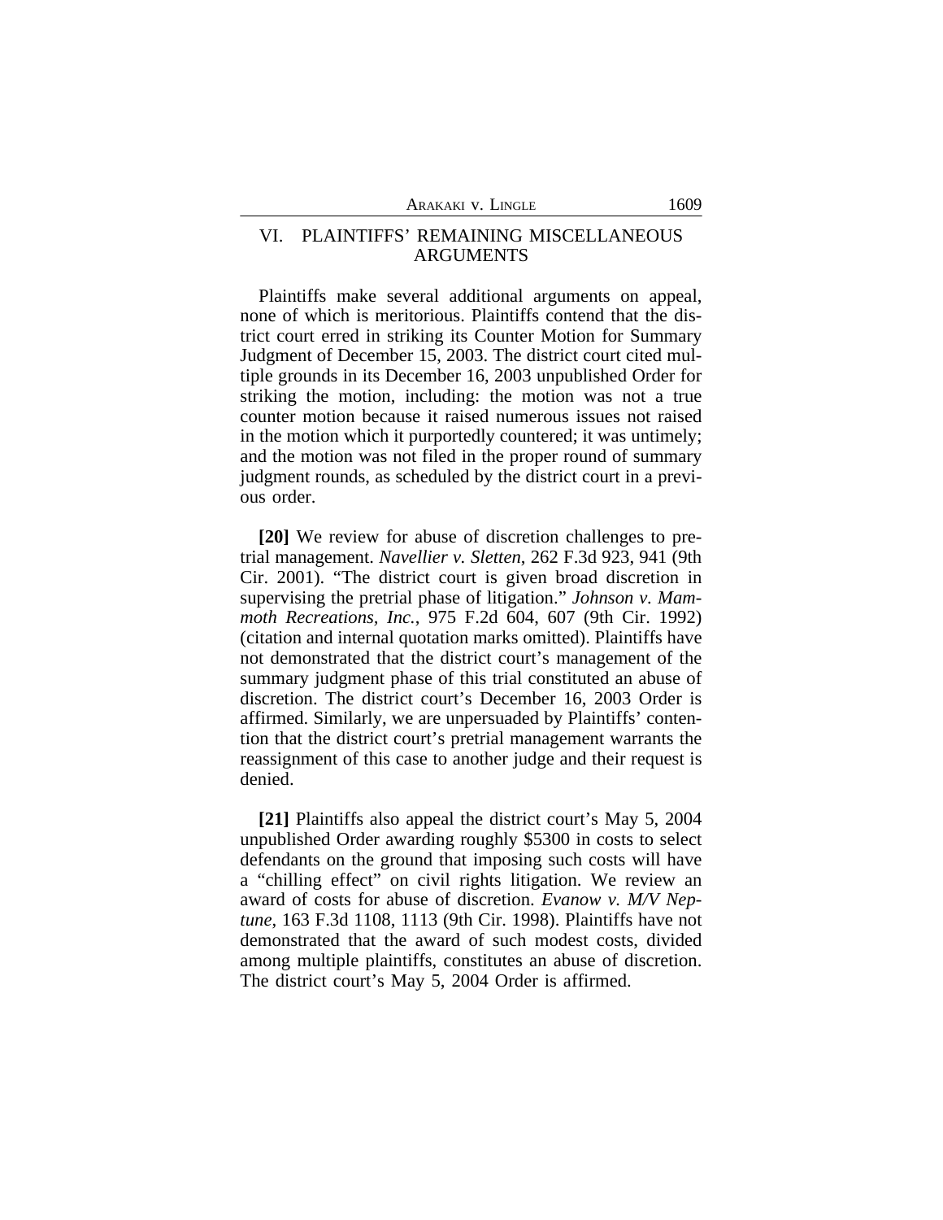## VI. PLAINTIFFS' REMAINING MISCELLANEOUS ARGUMENTS

Plaintiffs make several additional arguments on appeal, none of which is meritorious. Plaintiffs contend that the district court erred in striking its Counter Motion for Summary Judgment of December 15, 2003. The district court cited multiple grounds in its December 16, 2003 unpublished Order for striking the motion, including: the motion was not a true counter motion because it raised numerous issues not raised in the motion which it purportedly countered; it was untimely; and the motion was not filed in the proper round of summary judgment rounds, as scheduled by the district court in a previous order.

**[20]** We review for abuse of discretion challenges to pretrial management. *Navellier v. Sletten*, 262 F.3d 923, 941 (9th Cir. 2001). "The district court is given broad discretion in supervising the pretrial phase of litigation." *Johnson v. Mammoth Recreations, Inc.*, 975 F.2d 604, 607 (9th Cir. 1992) (citation and internal quotation marks omitted). Plaintiffs have not demonstrated that the district court's management of the summary judgment phase of this trial constituted an abuse of discretion. The district court's December 16, 2003 Order is affirmed. Similarly, we are unpersuaded by Plaintiffs' contention that the district court's pretrial management warrants the reassignment of this case to another judge and their request is denied.

**[21]** Plaintiffs also appeal the district court's May 5, 2004 unpublished Order awarding roughly $5300 in costs to select defendants on the ground that imposing such costs will have a "chilling effect" on civil rights litigation. We review an award of costs for abuse of discretion. *Evanow v. M/V Neptune*, 163 F.3d 1108, 1113 (9th Cir. 1998). Plaintiffs have not demonstrated that the award of such modest costs, divided among multiple plaintiffs, constitutes an abuse of discretion. The district court's May 5, 2004 Order is affirmed.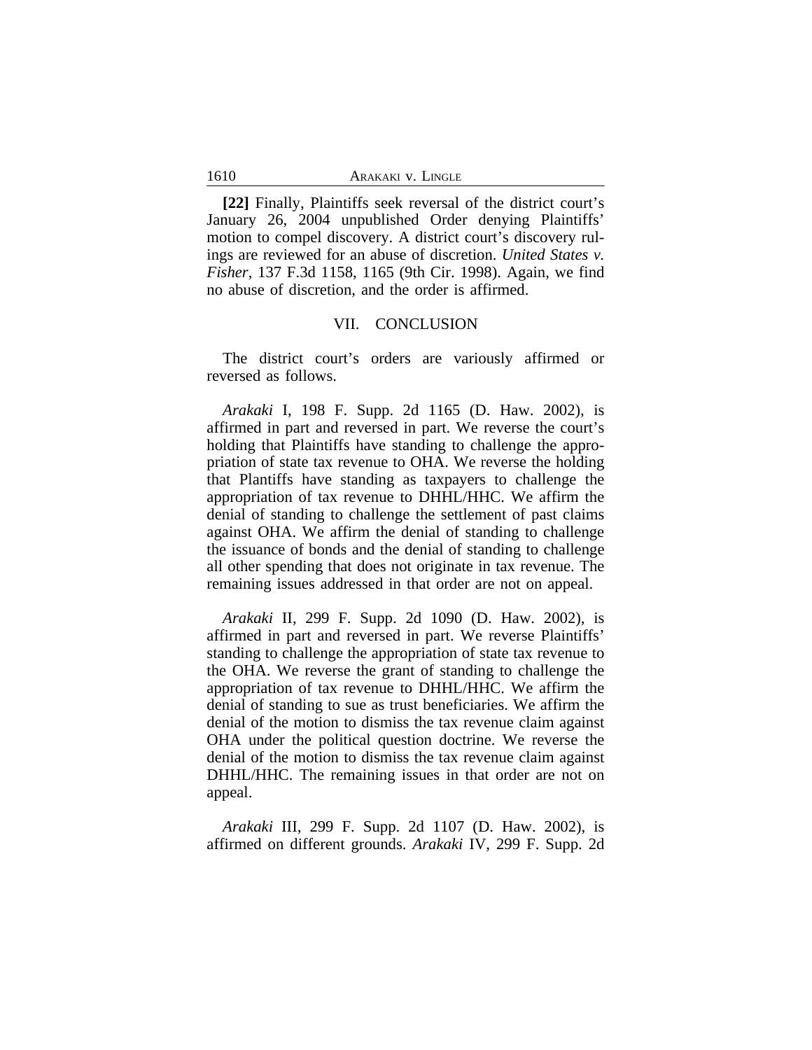**[22]** Finally, Plaintiffs seek reversal of the district court's January 26, 2004 unpublished Order denying Plaintiffs' motion to compel discovery. A district court's discovery rulings are reviewed for an abuse of discretion. *United States v. Fisher*, 137 F.3d 1158, 1165 (9th Cir. 1998). Again, we find no abuse of discretion, and the order is affirmed.

## VII. CONCLUSION

The district court's orders are variously affirmed or reversed as follows.

*Arakaki* I, 198 F. Supp. 2d 1165 (D. Haw. 2002), is affirmed in part and reversed in part. We reverse the court's holding that Plaintiffs have standing to challenge the appropriation of state tax revenue to OHA. We reverse the holding that Plantiffs have standing as taxpayers to challenge the appropriation of tax revenue to DHHL/HHC. We affirm the denial of standing to challenge the settlement of past claims against OHA. We affirm the denial of standing to challenge the issuance of bonds and the denial of standing to challenge all other spending that does not originate in tax revenue. The remaining issues addressed in that order are not on appeal.

*Arakaki* II, 299 F. Supp. 2d 1090 (D. Haw. 2002), is affirmed in part and reversed in part. We reverse Plaintiffs' standing to challenge the appropriation of state tax revenue to the OHA. We reverse the grant of standing to challenge the appropriation of tax revenue to DHHL/HHC. We affirm the denial of standing to sue as trust beneficiaries. We affirm the denial of the motion to dismiss the tax revenue claim against OHA under the political question doctrine. We reverse the denial of the motion to dismiss the tax revenue claim against DHHL/HHC. The remaining issues in that order are not on appeal.

*Arakaki* III, 299 F. Supp. 2d 1107 (D. Haw. 2002), is affirmed on different grounds. *Arakaki* IV, 299 F. Supp. 2d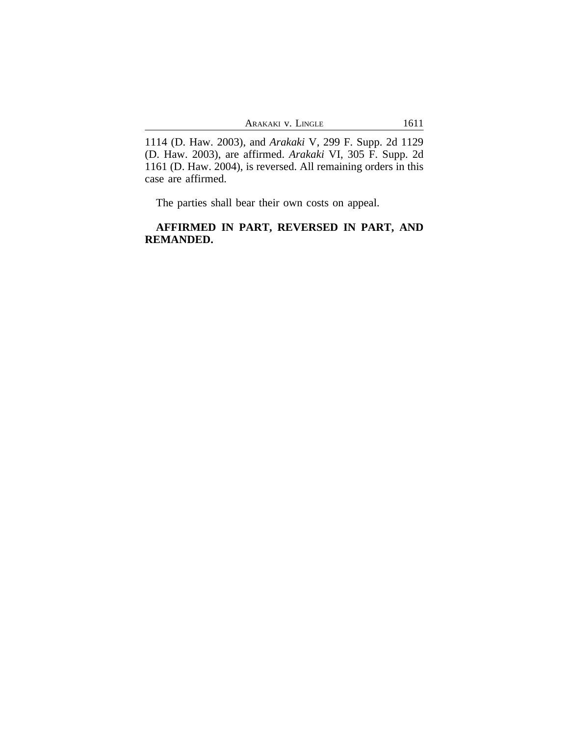1114 (D. Haw. 2003), and *Arakaki* V, 299 F. Supp. 2d 1129 (D. Haw. 2003), are affirmed. *Arakaki* VI, 305 F. Supp. 2d 1161 (D. Haw. 2004), is reversed. All remaining orders in this case are affirmed.

The parties shall bear their own costs on appeal.

**AFFIRMED IN PART, REVERSED IN PART, AND REMANDED.**